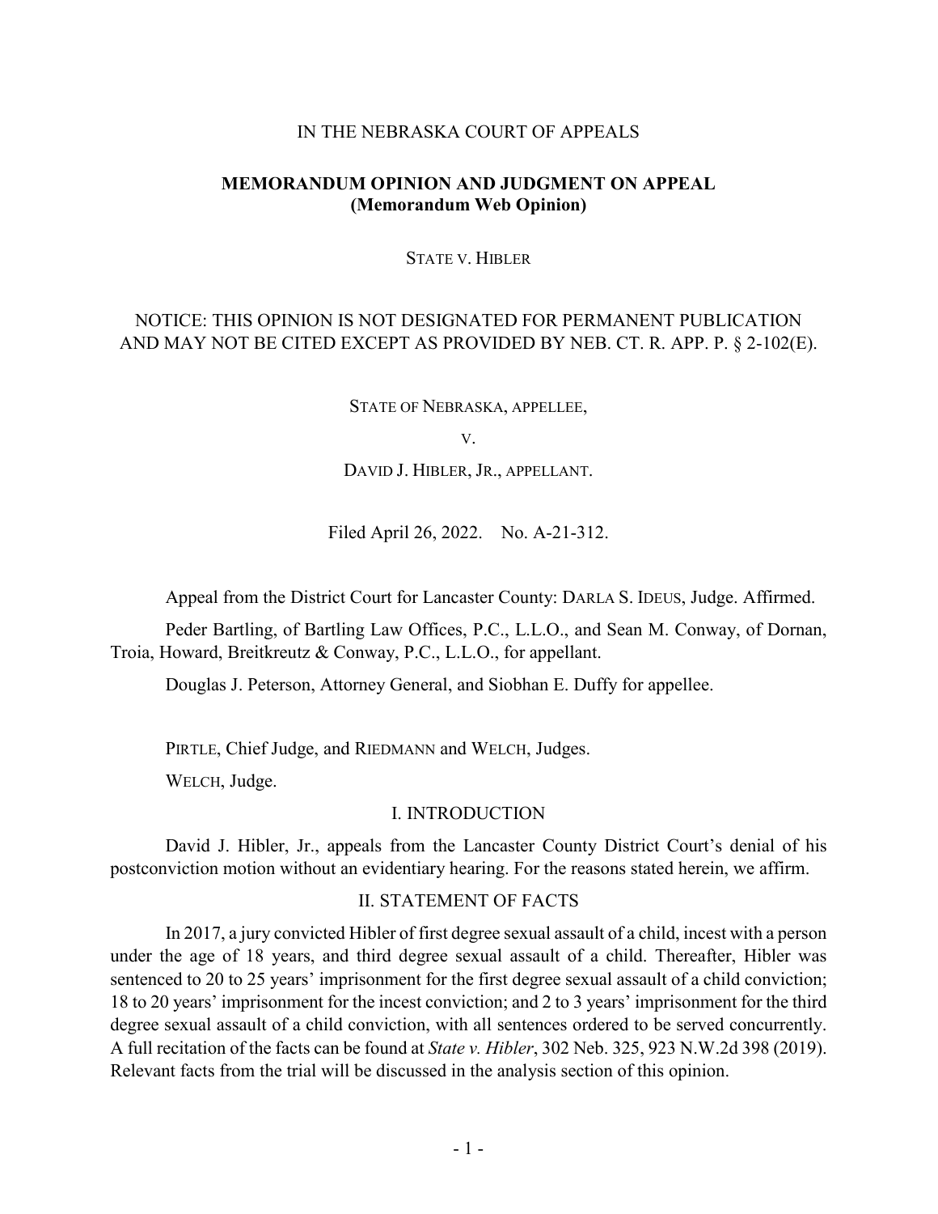IN THE NEBRASKA COURT OF APPEALS

**MEMORANDUM OPINION AND JUDGMENT ON APPEAL**
**(Memorandum Web Opinion)**

STATE V. HIBLER

NOTICE: THIS OPINION IS NOT DESIGNATED FOR PERMANENT PUBLICATION AND MAY NOT BE CITED EXCEPT AS PROVIDED BY NEB. CT. R. APP. P. § 2-102(E).

STATE OF NEBRASKA, APPELLEE,

V.

DAVID J. HIBLER, JR., APPELLANT.

Filed April 26, 2022. No. A-21-312.

Appeal from the District Court for Lancaster County: DARLA S. IDEUS, Judge. Affirmed.

Peder Bartling, of Bartling Law Offices, P.C., L.L.O., and Sean M. Conway, of Dornan, Troia, Howard, Breitkreutz & Conway, P.C., L.L.O., for appellant.

Douglas J. Peterson, Attorney General, and Siobhan E. Duffy for appellee.

PIRTLE, Chief Judge, and RIEDMANN and WELCH, Judges.

WELCH, Judge.

## I. INTRODUCTION

David J. Hibler, Jr., appeals from the Lancaster County District Court's denial of his postconviction motion without an evidentiary hearing. For the reasons stated herein, we affirm.

## II. STATEMENT OF FACTS

In 2017, a jury convicted Hibler of first degree sexual assault of a child, incest with a person under the age of 18 years, and third degree sexual assault of a child. Thereafter, Hibler was sentenced to 20 to 25 years' imprisonment for the first degree sexual assault of a child conviction; 18 to 20 years' imprisonment for the incest conviction; and 2 to 3 years' imprisonment for the third degree sexual assault of a child conviction, with all sentences ordered to be served concurrently. A full recitation of the facts can be found at *State v. Hibler*, 302 Neb. 325, 923 N.W.2d 398 (2019). Relevant facts from the trial will be discussed in the analysis section of this opinion.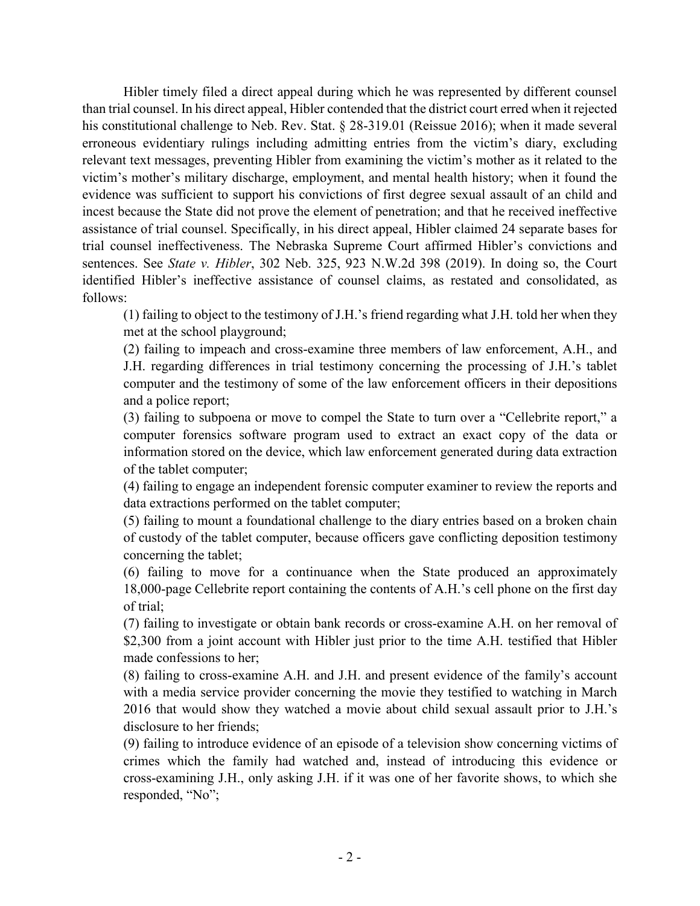Hibler timely filed a direct appeal during which he was represented by different counsel than trial counsel. In his direct appeal, Hibler contended that the district court erred when it rejected his constitutional challenge to Neb. Rev. Stat. § 28-319.01 (Reissue 2016); when it made several erroneous evidentiary rulings including admitting entries from the victim's diary, excluding relevant text messages, preventing Hibler from examining the victim's mother as it related to the victim's mother's military discharge, employment, and mental health history; when it found the evidence was sufficient to support his convictions of first degree sexual assault of an child and incest because the State did not prove the element of penetration; and that he received ineffective assistance of trial counsel. Specifically, in his direct appeal, Hibler claimed 24 separate bases for trial counsel ineffectiveness. The Nebraska Supreme Court affirmed Hibler's convictions and sentences. See *State v. Hibler*, 302 Neb. 325, 923 N.W.2d 398 (2019). In doing so, the Court identified Hibler's ineffective assistance of counsel claims, as restated and consolidated, as follows:

> (1) failing to object to the testimony of J.H.'s friend regarding what J.H. told her when they met at the school playground;
>
> (2) failing to impeach and cross-examine three members of law enforcement, A.H., and J.H. regarding differences in trial testimony concerning the processing of J.H.'s tablet computer and the testimony of some of the law enforcement officers in their depositions and a police report;
>
> (3) failing to subpoena or move to compel the State to turn over a "Cellebrite report," a computer forensics software program used to extract an exact copy of the data or information stored on the device, which law enforcement generated during data extraction of the tablet computer;
>
> (4) failing to engage an independent forensic computer examiner to review the reports and data extractions performed on the tablet computer;
>
> (5) failing to mount a foundational challenge to the diary entries based on a broken chain of custody of the tablet computer, because officers gave conflicting deposition testimony concerning the tablet;
>
> (6) failing to move for a continuance when the State produced an approximately 18,000-page Cellebrite report containing the contents of A.H.'s cell phone on the first day of trial;
>
> (7) failing to investigate or obtain bank records or cross-examine A.H. on her removal of \$2,300 from a joint account with Hibler just prior to the time A.H. testified that Hibler made confessions to her;
>
> (8) failing to cross-examine A.H. and J.H. and present evidence of the family's account with a media service provider concerning the movie they testified to watching in March 2016 that would show they watched a movie about child sexual assault prior to J.H.'s disclosure to her friends;
>
> (9) failing to introduce evidence of an episode of a television show concerning victims of crimes which the family had watched and, instead of introducing this evidence or cross-examining J.H., only asking J.H. if it was one of her favorite shows, to which she responded, "No";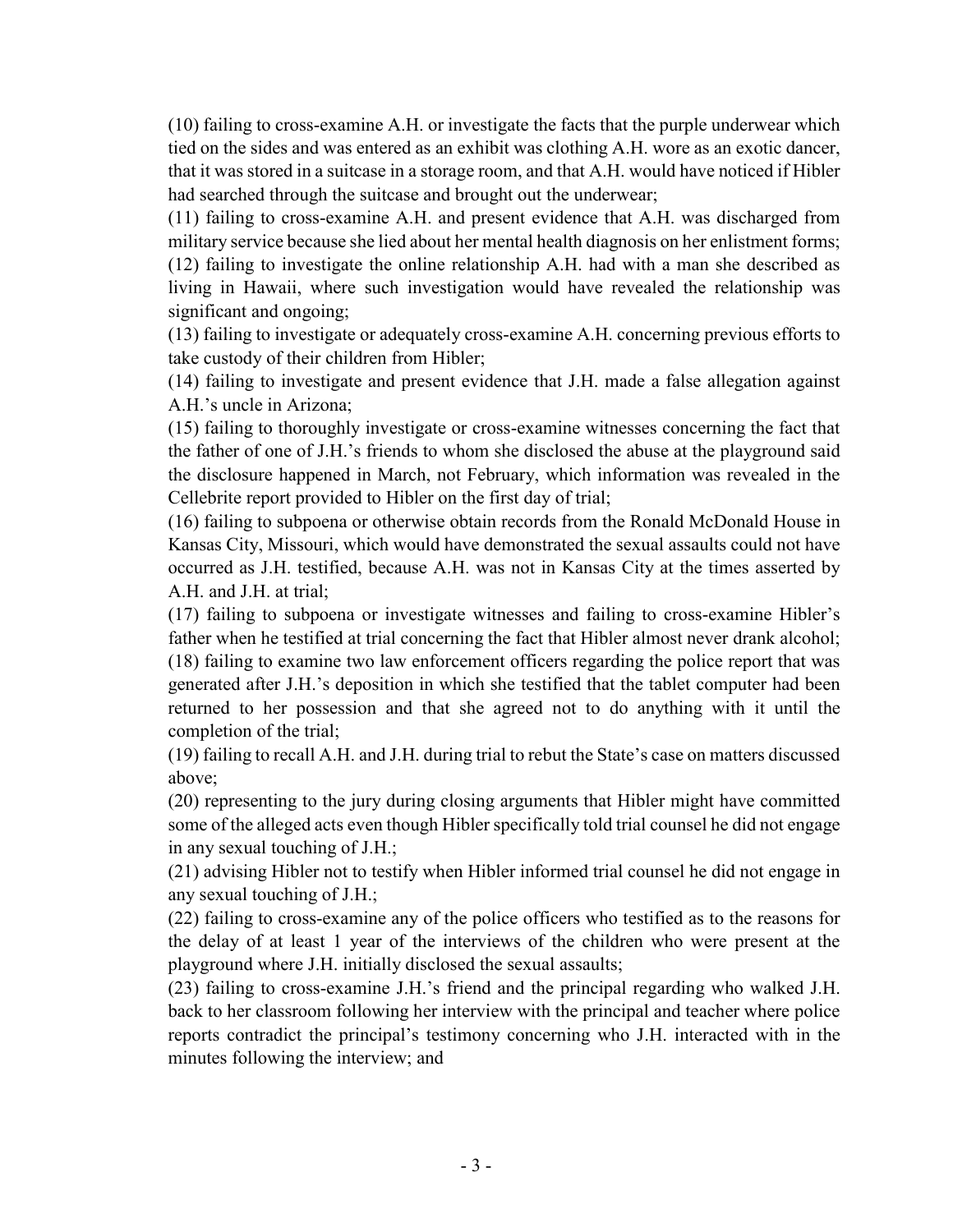(10) failing to cross-examine A.H. or investigate the facts that the purple underwear which tied on the sides and was entered as an exhibit was clothing A.H. wore as an exotic dancer, that it was stored in a suitcase in a storage room, and that A.H. would have noticed if Hibler had searched through the suitcase and brought out the underwear;

(11) failing to cross-examine A.H. and present evidence that A.H. was discharged from military service because she lied about her mental health diagnosis on her enlistment forms;

(12) failing to investigate the online relationship A.H. had with a man she described as living in Hawaii, where such investigation would have revealed the relationship was significant and ongoing;

(13) failing to investigate or adequately cross-examine A.H. concerning previous efforts to take custody of their children from Hibler;

(14) failing to investigate and present evidence that J.H. made a false allegation against A.H.'s uncle in Arizona;

(15) failing to thoroughly investigate or cross-examine witnesses concerning the fact that the father of one of J.H.'s friends to whom she disclosed the abuse at the playground said the disclosure happened in March, not February, which information was revealed in the Cellebrite report provided to Hibler on the first day of trial;

(16) failing to subpoena or otherwise obtain records from the Ronald McDonald House in Kansas City, Missouri, which would have demonstrated the sexual assaults could not have occurred as J.H. testified, because A.H. was not in Kansas City at the times asserted by A.H. and J.H. at trial;

(17) failing to subpoena or investigate witnesses and failing to cross-examine Hibler's father when he testified at trial concerning the fact that Hibler almost never drank alcohol;

(18) failing to examine two law enforcement officers regarding the police report that was generated after J.H.'s deposition in which she testified that the tablet computer had been returned to her possession and that she agreed not to do anything with it until the completion of the trial;

(19) failing to recall A.H. and J.H. during trial to rebut the State's case on matters discussed above;

(20) representing to the jury during closing arguments that Hibler might have committed some of the alleged acts even though Hibler specifically told trial counsel he did not engage in any sexual touching of J.H.;

(21) advising Hibler not to testify when Hibler informed trial counsel he did not engage in any sexual touching of J.H.;

(22) failing to cross-examine any of the police officers who testified as to the reasons for the delay of at least 1 year of the interviews of the children who were present at the playground where J.H. initially disclosed the sexual assaults;

(23) failing to cross-examine J.H.'s friend and the principal regarding who walked J.H. back to her classroom following her interview with the principal and teacher where police reports contradict the principal's testimony concerning who J.H. interacted with in the minutes following the interview; and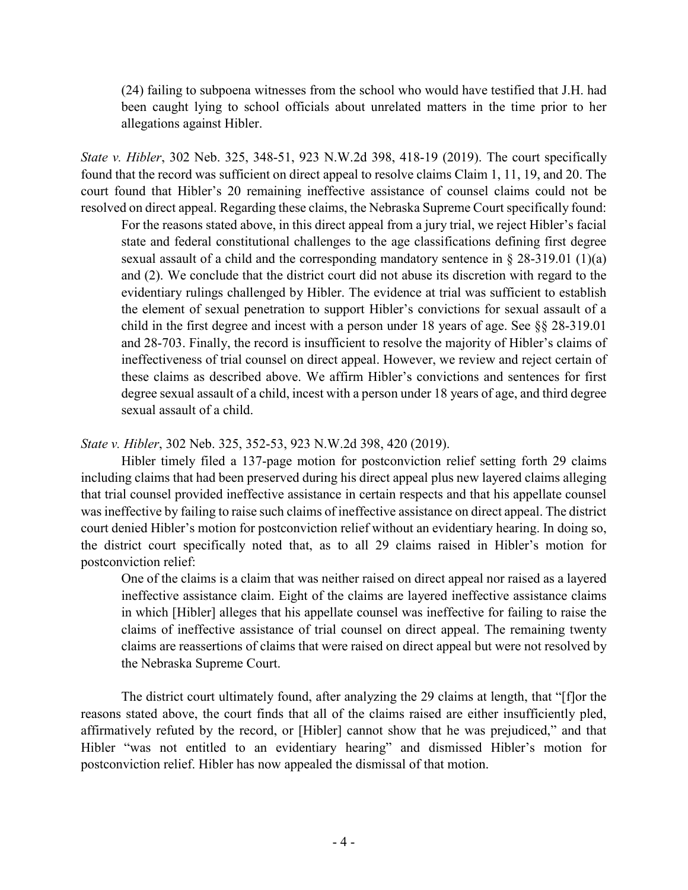> (24) failing to subpoena witnesses from the school who would have testified that J.H. had been caught lying to school officials about unrelated matters in the time prior to her allegations against Hibler.

*State v. Hibler*, 302 Neb. 325, 348-51, 923 N.W.2d 398, 418-19 (2019). The court specifically found that the record was sufficient on direct appeal to resolve claims Claim 1, 11, 19, and 20. The court found that Hibler's 20 remaining ineffective assistance of counsel claims could not be resolved on direct appeal. Regarding these claims, the Nebraska Supreme Court specifically found:

> For the reasons stated above, in this direct appeal from a jury trial, we reject Hibler's facial state and federal constitutional challenges to the age classifications defining first degree sexual assault of a child and the corresponding mandatory sentence in § 28-319.01 (1)(a) and (2). We conclude that the district court did not abuse its discretion with regard to the evidentiary rulings challenged by Hibler. The evidence at trial was sufficient to establish the element of sexual penetration to support Hibler's convictions for sexual assault of a child in the first degree and incest with a person under 18 years of age. See §§ 28-319.01 and 28-703. Finally, the record is insufficient to resolve the majority of Hibler's claims of ineffectiveness of trial counsel on direct appeal. However, we review and reject certain of these claims as described above. We affirm Hibler's convictions and sentences for first degree sexual assault of a child, incest with a person under 18 years of age, and third degree sexual assault of a child.

*State v. Hibler*, 302 Neb. 325, 352-53, 923 N.W.2d 398, 420 (2019).

Hibler timely filed a 137-page motion for postconviction relief setting forth 29 claims including claims that had been preserved during his direct appeal plus new layered claims alleging that trial counsel provided ineffective assistance in certain respects and that his appellate counsel was ineffective by failing to raise such claims of ineffective assistance on direct appeal. The district court denied Hibler's motion for postconviction relief without an evidentiary hearing. In doing so, the district court specifically noted that, as to all 29 claims raised in Hibler's motion for postconviction relief:

> One of the claims is a claim that was neither raised on direct appeal nor raised as a layered ineffective assistance claim. Eight of the claims are layered ineffective assistance claims in which [Hibler] alleges that his appellate counsel was ineffective for failing to raise the claims of ineffective assistance of trial counsel on direct appeal. The remaining twenty claims are reassertions of claims that were raised on direct appeal but were not resolved by the Nebraska Supreme Court.

The district court ultimately found, after analyzing the 29 claims at length, that "[f]or the reasons stated above, the court finds that all of the claims raised are either insufficiently pled, affirmatively refuted by the record, or [Hibler] cannot show that he was prejudiced," and that Hibler "was not entitled to an evidentiary hearing" and dismissed Hibler's motion for postconviction relief. Hibler has now appealed the dismissal of that motion.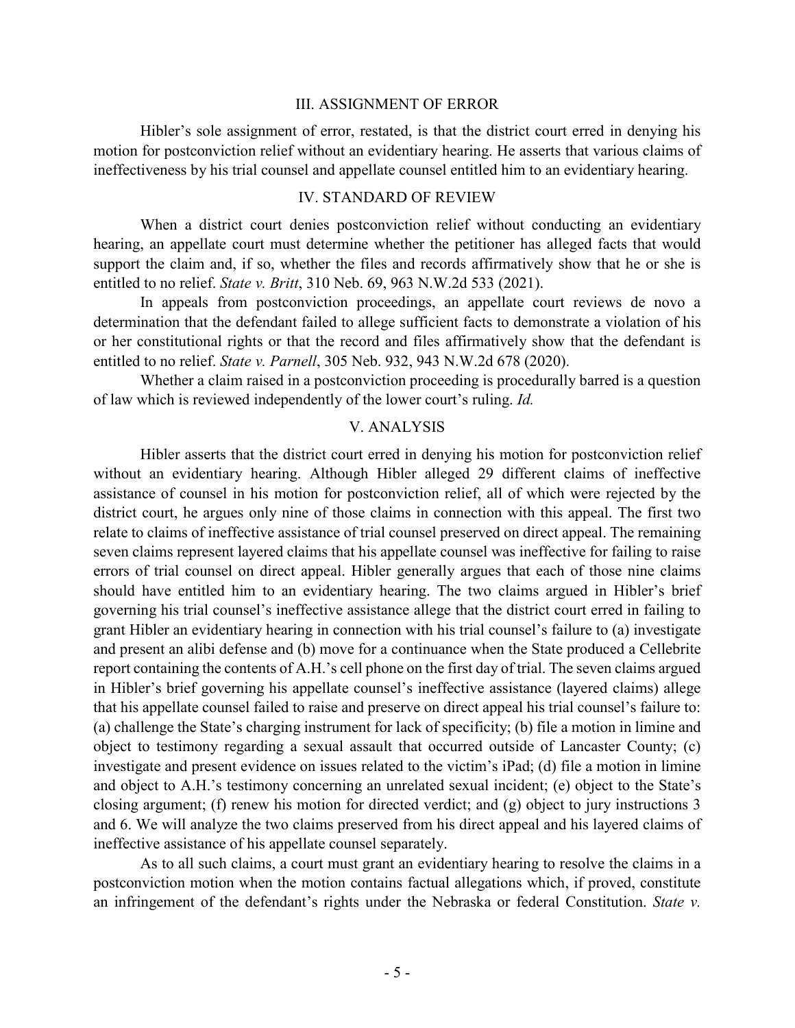## III. ASSIGNMENT OF ERROR

Hibler's sole assignment of error, restated, is that the district court erred in denying his motion for postconviction relief without an evidentiary hearing. He asserts that various claims of ineffectiveness by his trial counsel and appellate counsel entitled him to an evidentiary hearing.

## IV. STANDARD OF REVIEW

When a district court denies postconviction relief without conducting an evidentiary hearing, an appellate court must determine whether the petitioner has alleged facts that would support the claim and, if so, whether the files and records affirmatively show that he or she is entitled to no relief. *State v. Britt*, 310 Neb. 69, 963 N.W.2d 533 (2021).

In appeals from postconviction proceedings, an appellate court reviews de novo a determination that the defendant failed to allege sufficient facts to demonstrate a violation of his or her constitutional rights or that the record and files affirmatively show that the defendant is entitled to no relief. *State v. Parnell*, 305 Neb. 932, 943 N.W.2d 678 (2020).

Whether a claim raised in a postconviction proceeding is procedurally barred is a question of law which is reviewed independently of the lower court's ruling. *Id.*

## V. ANALYSIS

Hibler asserts that the district court erred in denying his motion for postconviction relief without an evidentiary hearing. Although Hibler alleged 29 different claims of ineffective assistance of counsel in his motion for postconviction relief, all of which were rejected by the district court, he argues only nine of those claims in connection with this appeal. The first two relate to claims of ineffective assistance of trial counsel preserved on direct appeal. The remaining seven claims represent layered claims that his appellate counsel was ineffective for failing to raise errors of trial counsel on direct appeal. Hibler generally argues that each of those nine claims should have entitled him to an evidentiary hearing. The two claims argued in Hibler's brief governing his trial counsel's ineffective assistance allege that the district court erred in failing to grant Hibler an evidentiary hearing in connection with his trial counsel's failure to (a) investigate and present an alibi defense and (b) move for a continuance when the State produced a Cellebrite report containing the contents of A.H.'s cell phone on the first day of trial. The seven claims argued in Hibler's brief governing his appellate counsel's ineffective assistance (layered claims) allege that his appellate counsel failed to raise and preserve on direct appeal his trial counsel's failure to: (a) challenge the State's charging instrument for lack of specificity; (b) file a motion in limine and object to testimony regarding a sexual assault that occurred outside of Lancaster County; (c) investigate and present evidence on issues related to the victim's iPad; (d) file a motion in limine and object to A.H.'s testimony concerning an unrelated sexual incident; (e) object to the State's closing argument; (f) renew his motion for directed verdict; and (g) object to jury instructions 3 and 6. We will analyze the two claims preserved from his direct appeal and his layered claims of ineffective assistance of his appellate counsel separately.

As to all such claims, a court must grant an evidentiary hearing to resolve the claims in a postconviction motion when the motion contains factual allegations which, if proved, constitute an infringement of the defendant's rights under the Nebraska or federal Constitution. *State v.*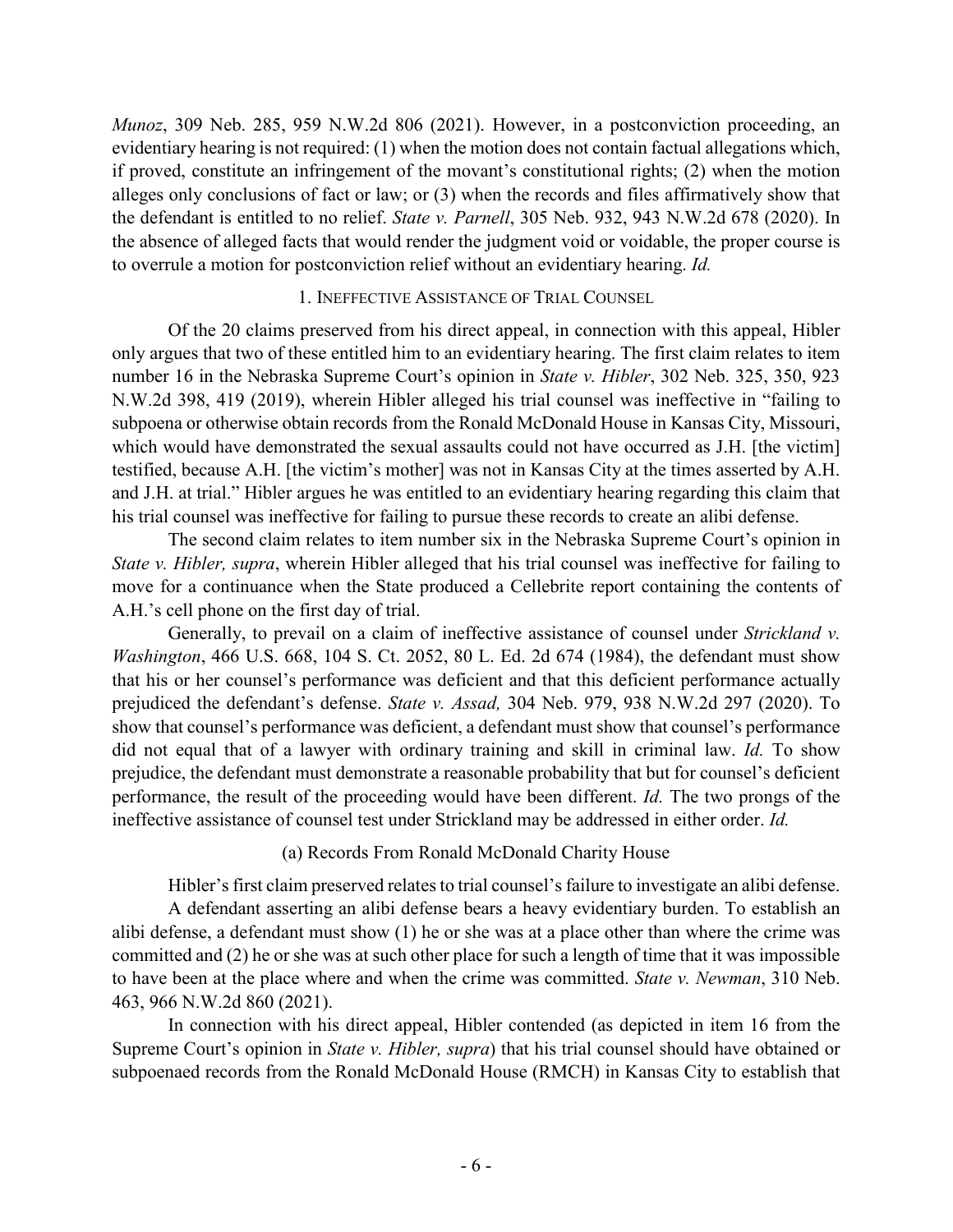*Munoz*, 309 Neb. 285, 959 N.W.2d 806 (2021). However, in a postconviction proceeding, an evidentiary hearing is not required: (1) when the motion does not contain factual allegations which, if proved, constitute an infringement of the movant's constitutional rights; (2) when the motion alleges only conclusions of fact or law; or (3) when the records and files affirmatively show that the defendant is entitled to no relief. *State v. Parnell*, 305 Neb. 932, 943 N.W.2d 678 (2020). In the absence of alleged facts that would render the judgment void or voidable, the proper course is to overrule a motion for postconviction relief without an evidentiary hearing. *Id.*

### 1. Ineffective Assistance of Trial Counsel

Of the 20 claims preserved from his direct appeal, in connection with this appeal, Hibler only argues that two of these entitled him to an evidentiary hearing. The first claim relates to item number 16 in the Nebraska Supreme Court's opinion in *State v. Hibler*, 302 Neb. 325, 350, 923 N.W.2d 398, 419 (2019), wherein Hibler alleged his trial counsel was ineffective in "failing to subpoena or otherwise obtain records from the Ronald McDonald House in Kansas City, Missouri, which would have demonstrated the sexual assaults could not have occurred as J.H. [the victim] testified, because A.H. [the victim's mother] was not in Kansas City at the times asserted by A.H. and J.H. at trial." Hibler argues he was entitled to an evidentiary hearing regarding this claim that his trial counsel was ineffective for failing to pursue these records to create an alibi defense.

The second claim relates to item number six in the Nebraska Supreme Court's opinion in *State v. Hibler, supra*, wherein Hibler alleged that his trial counsel was ineffective for failing to move for a continuance when the State produced a Cellebrite report containing the contents of A.H.'s cell phone on the first day of trial.

Generally, to prevail on a claim of ineffective assistance of counsel under *Strickland v. Washington*, 466 U.S. 668, 104 S. Ct. 2052, 80 L. Ed. 2d 674 (1984), the defendant must show that his or her counsel's performance was deficient and that this deficient performance actually prejudiced the defendant's defense. *State v. Assad,* 304 Neb. 979, 938 N.W.2d 297 (2020). To show that counsel's performance was deficient, a defendant must show that counsel's performance did not equal that of a lawyer with ordinary training and skill in criminal law. *Id.* To show prejudice, the defendant must demonstrate a reasonable probability that but for counsel's deficient performance, the result of the proceeding would have been different. *Id.* The two prongs of the ineffective assistance of counsel test under Strickland may be addressed in either order. *Id.*

#### (a) Records From Ronald McDonald Charity House

Hibler's first claim preserved relates to trial counsel's failure to investigate an alibi defense.

A defendant asserting an alibi defense bears a heavy evidentiary burden. To establish an alibi defense, a defendant must show (1) he or she was at a place other than where the crime was committed and (2) he or she was at such other place for such a length of time that it was impossible to have been at the place where and when the crime was committed. *State v. Newman*, 310 Neb. 463, 966 N.W.2d 860 (2021).

In connection with his direct appeal, Hibler contended (as depicted in item 16 from the Supreme Court's opinion in *State v. Hibler, supra*) that his trial counsel should have obtained or subpoenaed records from the Ronald McDonald House (RMCH) in Kansas City to establish that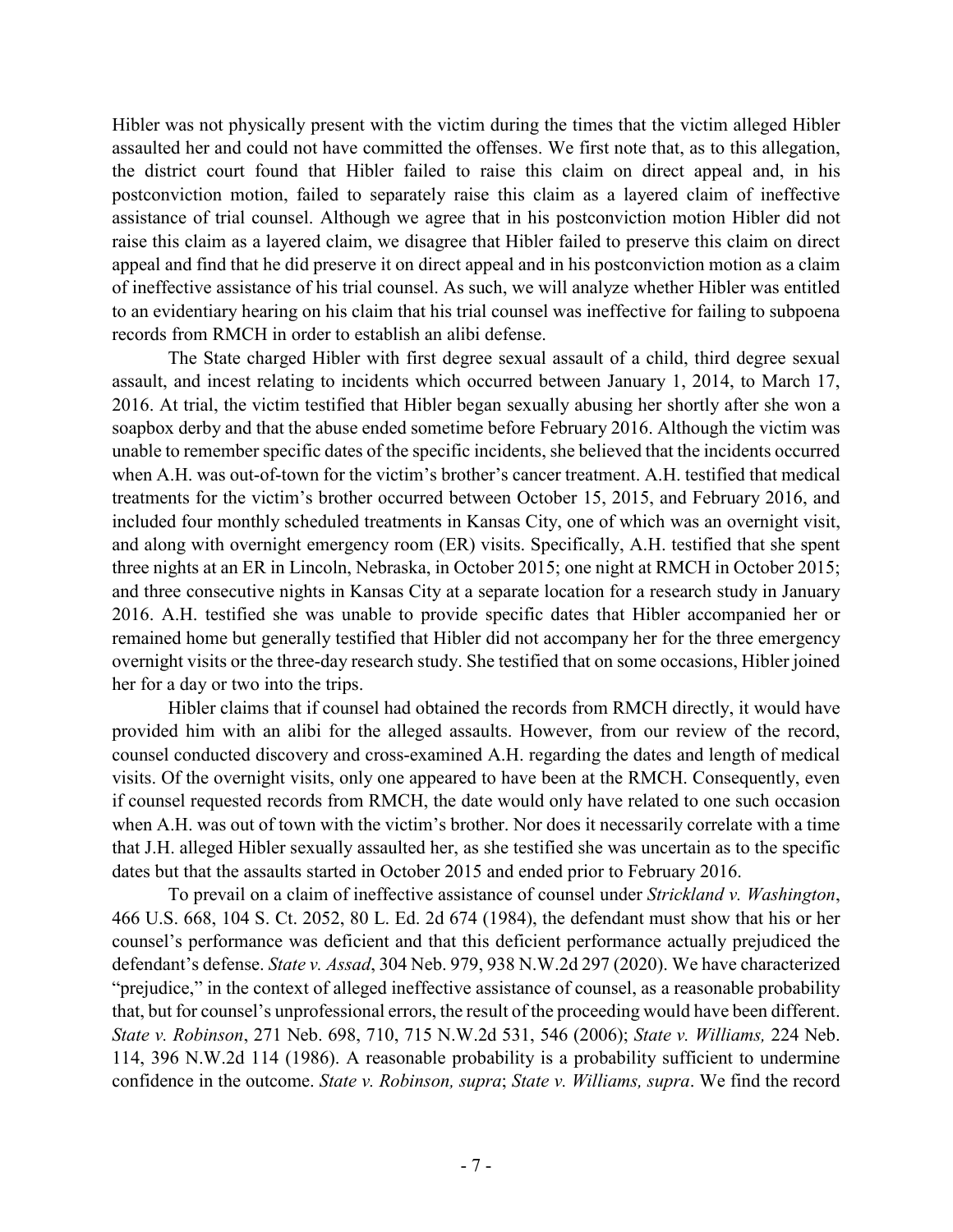Hibler was not physically present with the victim during the times that the victim alleged Hibler assaulted her and could not have committed the offenses. We first note that, as to this allegation, the district court found that Hibler failed to raise this claim on direct appeal and, in his postconviction motion, failed to separately raise this claim as a layered claim of ineffective assistance of trial counsel. Although we agree that in his postconviction motion Hibler did not raise this claim as a layered claim, we disagree that Hibler failed to preserve this claim on direct appeal and find that he did preserve it on direct appeal and in his postconviction motion as a claim of ineffective assistance of his trial counsel. As such, we will analyze whether Hibler was entitled to an evidentiary hearing on his claim that his trial counsel was ineffective for failing to subpoena records from RMCH in order to establish an alibi defense.

The State charged Hibler with first degree sexual assault of a child, third degree sexual assault, and incest relating to incidents which occurred between January 1, 2014, to March 17, 2016. At trial, the victim testified that Hibler began sexually abusing her shortly after she won a soapbox derby and that the abuse ended sometime before February 2016. Although the victim was unable to remember specific dates of the specific incidents, she believed that the incidents occurred when A.H. was out-of-town for the victim's brother's cancer treatment. A.H. testified that medical treatments for the victim's brother occurred between October 15, 2015, and February 2016, and included four monthly scheduled treatments in Kansas City, one of which was an overnight visit, and along with overnight emergency room (ER) visits. Specifically, A.H. testified that she spent three nights at an ER in Lincoln, Nebraska, in October 2015; one night at RMCH in October 2015; and three consecutive nights in Kansas City at a separate location for a research study in January 2016. A.H. testified she was unable to provide specific dates that Hibler accompanied her or remained home but generally testified that Hibler did not accompany her for the three emergency overnight visits or the three-day research study. She testified that on some occasions, Hibler joined her for a day or two into the trips.

Hibler claims that if counsel had obtained the records from RMCH directly, it would have provided him with an alibi for the alleged assaults. However, from our review of the record, counsel conducted discovery and cross-examined A.H. regarding the dates and length of medical visits. Of the overnight visits, only one appeared to have been at the RMCH. Consequently, even if counsel requested records from RMCH, the date would only have related to one such occasion when A.H. was out of town with the victim's brother. Nor does it necessarily correlate with a time that J.H. alleged Hibler sexually assaulted her, as she testified she was uncertain as to the specific dates but that the assaults started in October 2015 and ended prior to February 2016.

To prevail on a claim of ineffective assistance of counsel under *Strickland v. Washington*, 466 U.S. 668, 104 S. Ct. 2052, 80 L. Ed. 2d 674 (1984), the defendant must show that his or her counsel's performance was deficient and that this deficient performance actually prejudiced the defendant's defense. *State v. Assad*, 304 Neb. 979, 938 N.W.2d 297 (2020). We have characterized "prejudice," in the context of alleged ineffective assistance of counsel, as a reasonable probability that, but for counsel's unprofessional errors, the result of the proceeding would have been different. *State v. Robinson*, 271 Neb. 698, 710, 715 N.W.2d 531, 546 (2006); *State v. Williams,* 224 Neb. 114, 396 N.W.2d 114 (1986). A reasonable probability is a probability sufficient to undermine confidence in the outcome. *State v. Robinson, supra*; *State v. Williams, supra*. We find the record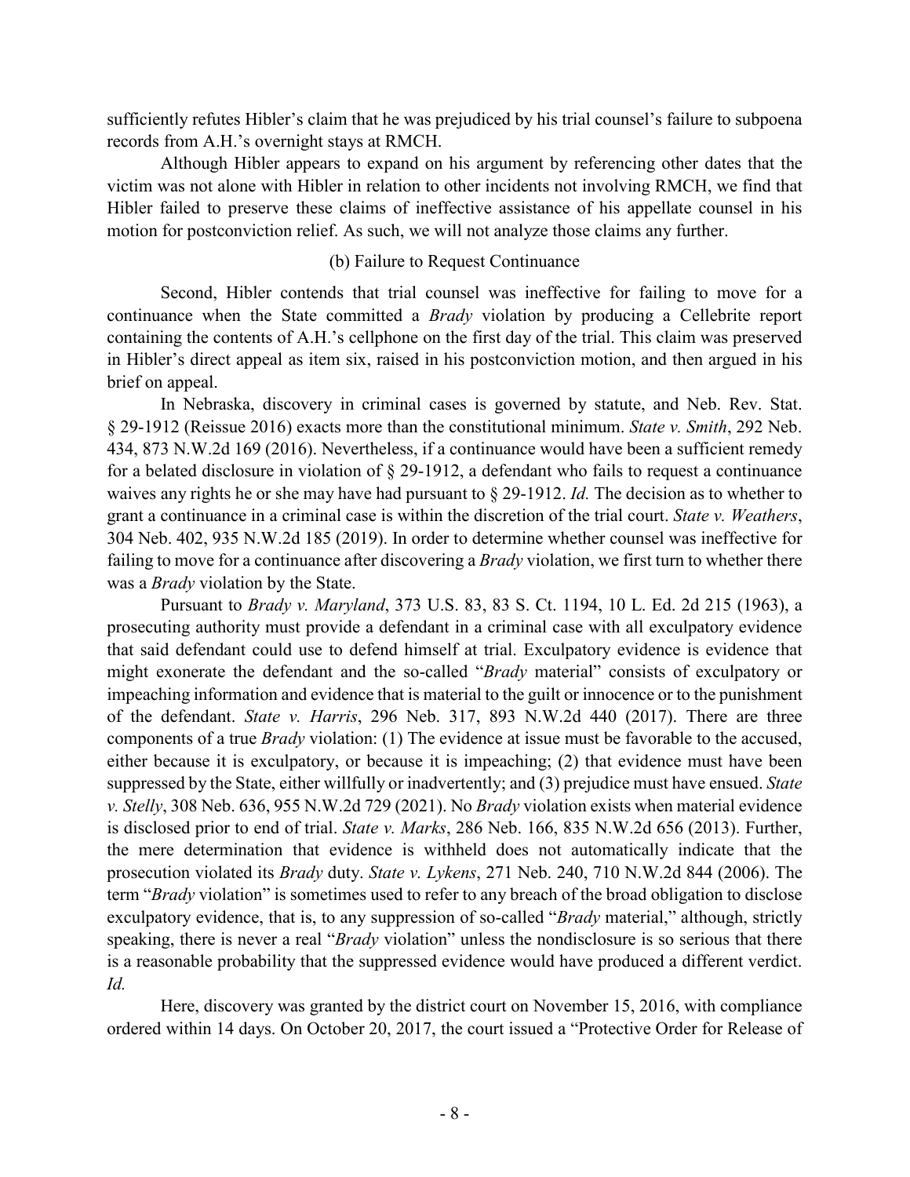sufficiently refutes Hibler's claim that he was prejudiced by his trial counsel's failure to subpoena records from A.H.'s overnight stays at RMCH.

Although Hibler appears to expand on his argument by referencing other dates that the victim was not alone with Hibler in relation to other incidents not involving RMCH, we find that Hibler failed to preserve these claims of ineffective assistance of his appellate counsel in his motion for postconviction relief. As such, we will not analyze those claims any further.

(b) Failure to Request Continuance

Second, Hibler contends that trial counsel was ineffective for failing to move for a continuance when the State committed a *Brady* violation by producing a Cellebrite report containing the contents of A.H.'s cellphone on the first day of the trial. This claim was preserved in Hibler's direct appeal as item six, raised in his postconviction motion, and then argued in his brief on appeal.

In Nebraska, discovery in criminal cases is governed by statute, and Neb. Rev. Stat. § 29-1912 (Reissue 2016) exacts more than the constitutional minimum. *State v. Smith*, 292 Neb. 434, 873 N.W.2d 169 (2016). Nevertheless, if a continuance would have been a sufficient remedy for a belated disclosure in violation of § 29-1912, a defendant who fails to request a continuance waives any rights he or she may have had pursuant to § 29-1912. *Id.* The decision as to whether to grant a continuance in a criminal case is within the discretion of the trial court. *State v. Weathers*, 304 Neb. 402, 935 N.W.2d 185 (2019). In order to determine whether counsel was ineffective for failing to move for a continuance after discovering a *Brady* violation, we first turn to whether there was a *Brady* violation by the State.

Pursuant to *Brady v. Maryland*, 373 U.S. 83, 83 S. Ct. 1194, 10 L. Ed. 2d 215 (1963), a prosecuting authority must provide a defendant in a criminal case with all exculpatory evidence that said defendant could use to defend himself at trial. Exculpatory evidence is evidence that might exonerate the defendant and the so-called "*Brady* material" consists of exculpatory or impeaching information and evidence that is material to the guilt or innocence or to the punishment of the defendant. *State v. Harris*, 296 Neb. 317, 893 N.W.2d 440 (2017). There are three components of a true *Brady* violation: (1) The evidence at issue must be favorable to the accused, either because it is exculpatory, or because it is impeaching; (2) that evidence must have been suppressed by the State, either willfully or inadvertently; and (3) prejudice must have ensued. *State v. Stelly*, 308 Neb. 636, 955 N.W.2d 729 (2021). No *Brady* violation exists when material evidence is disclosed prior to end of trial. *State v. Marks*, 286 Neb. 166, 835 N.W.2d 656 (2013). Further, the mere determination that evidence is withheld does not automatically indicate that the prosecution violated its *Brady* duty. *State v. Lykens*, 271 Neb. 240, 710 N.W.2d 844 (2006). The term "*Brady* violation" is sometimes used to refer to any breach of the broad obligation to disclose exculpatory evidence, that is, to any suppression of so-called "*Brady* material," although, strictly speaking, there is never a real "*Brady* violation" unless the nondisclosure is so serious that there is a reasonable probability that the suppressed evidence would have produced a different verdict. *Id.*

Here, discovery was granted by the district court on November 15, 2016, with compliance ordered within 14 days. On October 20, 2017, the court issued a "Protective Order for Release of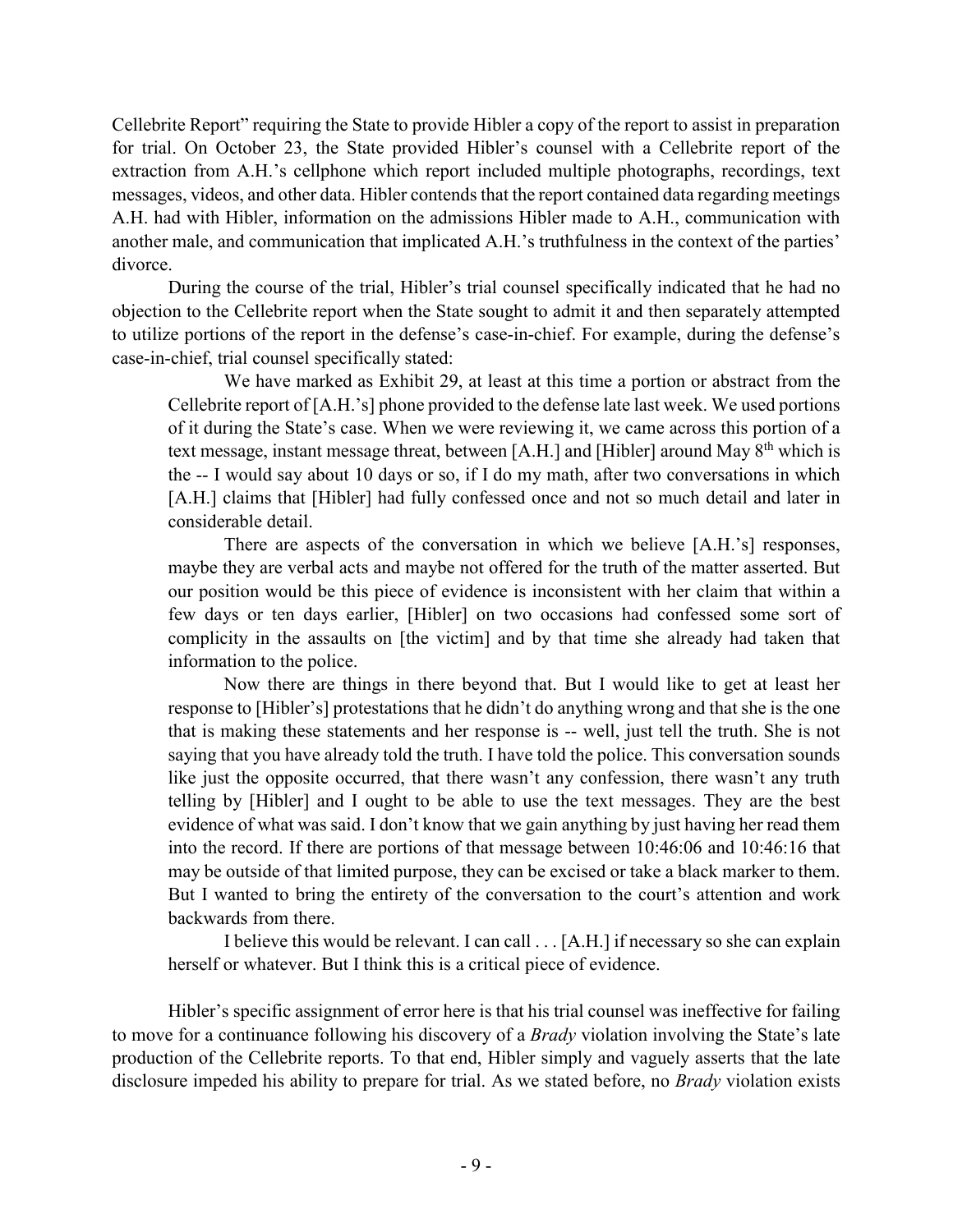Cellebrite Report" requiring the State to provide Hibler a copy of the report to assist in preparation for trial. On October 23, the State provided Hibler's counsel with a Cellebrite report of the extraction from A.H.'s cellphone which report included multiple photographs, recordings, text messages, videos, and other data. Hibler contends that the report contained data regarding meetings A.H. had with Hibler, information on the admissions Hibler made to A.H., communication with another male, and communication that implicated A.H.'s truthfulness in the context of the parties' divorce.

During the course of the trial, Hibler's trial counsel specifically indicated that he had no objection to the Cellebrite report when the State sought to admit it and then separately attempted to utilize portions of the report in the defense's case-in-chief. For example, during the defense's case-in-chief, trial counsel specifically stated:

> We have marked as Exhibit 29, at least at this time a portion or abstract from the Cellebrite report of [A.H.'s] phone provided to the defense late last week. We used portions of it during the State's case. When we were reviewing it, we came across this portion of a text message, instant message threat, between [A.H.] and [Hibler] around May 8th which is the -- I would say about 10 days or so, if I do my math, after two conversations in which [A.H.] claims that [Hibler] had fully confessed once and not so much detail and later in considerable detail.
>
> There are aspects of the conversation in which we believe [A.H.'s] responses, maybe they are verbal acts and maybe not offered for the truth of the matter asserted. But our position would be this piece of evidence is inconsistent with her claim that within a few days or ten days earlier, [Hibler] on two occasions had confessed some sort of complicity in the assaults on [the victim] and by that time she already had taken that information to the police.
>
> Now there are things in there beyond that. But I would like to get at least her response to [Hibler's] protestations that he didn't do anything wrong and that she is the one that is making these statements and her response is -- well, just tell the truth. She is not saying that you have already told the truth. I have told the police. This conversation sounds like just the opposite occurred, that there wasn't any confession, there wasn't any truth telling by [Hibler] and I ought to be able to use the text messages. They are the best evidence of what was said. I don't know that we gain anything by just having her read them into the record. If there are portions of that message between 10:46:06 and 10:46:16 that may be outside of that limited purpose, they can be excised or take a black marker to them. But I wanted to bring the entirety of the conversation to the court's attention and work backwards from there.
>
> I believe this would be relevant. I can call . . . [A.H.] if necessary so she can explain herself or whatever. But I think this is a critical piece of evidence.

Hibler's specific assignment of error here is that his trial counsel was ineffective for failing to move for a continuance following his discovery of a *Brady* violation involving the State's late production of the Cellebrite reports. To that end, Hibler simply and vaguely asserts that the late disclosure impeded his ability to prepare for trial. As we stated before, no *Brady* violation exists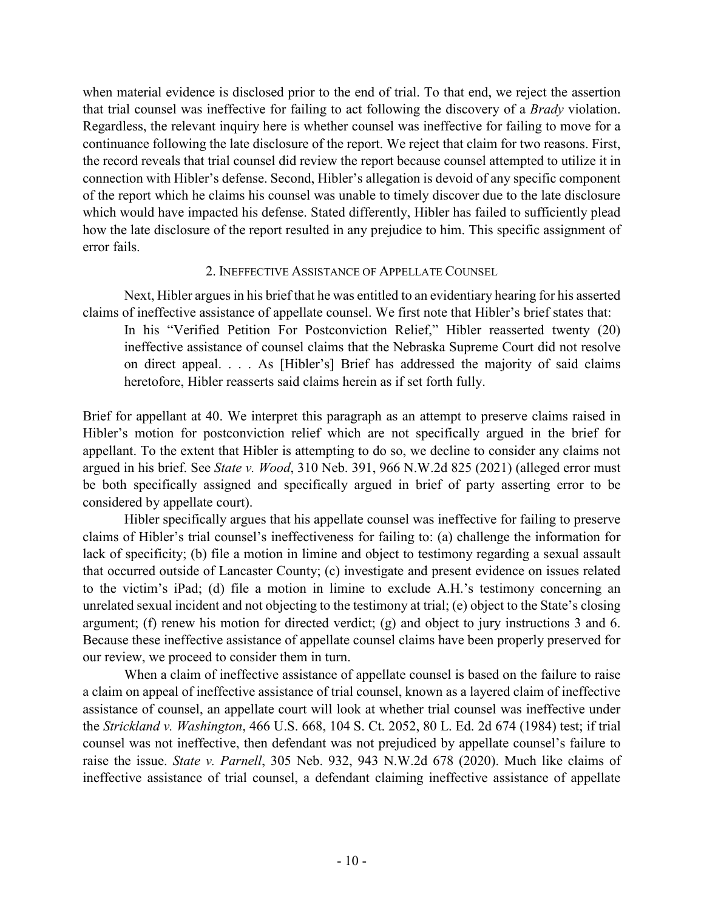when material evidence is disclosed prior to the end of trial. To that end, we reject the assertion that trial counsel was ineffective for failing to act following the discovery of a *Brady* violation. Regardless, the relevant inquiry here is whether counsel was ineffective for failing to move for a continuance following the late disclosure of the report. We reject that claim for two reasons. First, the record reveals that trial counsel did review the report because counsel attempted to utilize it in connection with Hibler's defense. Second, Hibler's allegation is devoid of any specific component of the report which he claims his counsel was unable to timely discover due to the late disclosure which would have impacted his defense. Stated differently, Hibler has failed to sufficiently plead how the late disclosure of the report resulted in any prejudice to him. This specific assignment of error fails.

### 2. Ineffective Assistance of Appellate Counsel

Next, Hibler argues in his brief that he was entitled to an evidentiary hearing for his asserted claims of ineffective assistance of appellate counsel. We first note that Hibler's brief states that:

> In his "Verified Petition For Postconviction Relief," Hibler reasserted twenty (20) ineffective assistance of counsel claims that the Nebraska Supreme Court did not resolve on direct appeal. . . . As [Hibler's] Brief has addressed the majority of said claims heretofore, Hibler reasserts said claims herein as if set forth fully.

Brief for appellant at 40. We interpret this paragraph as an attempt to preserve claims raised in Hibler's motion for postconviction relief which are not specifically argued in the brief for appellant. To the extent that Hibler is attempting to do so, we decline to consider any claims not argued in his brief. See *State v. Wood*, 310 Neb. 391, 966 N.W.2d 825 (2021) (alleged error must be both specifically assigned and specifically argued in brief of party asserting error to be considered by appellate court).

Hibler specifically argues that his appellate counsel was ineffective for failing to preserve claims of Hibler's trial counsel's ineffectiveness for failing to: (a) challenge the information for lack of specificity; (b) file a motion in limine and object to testimony regarding a sexual assault that occurred outside of Lancaster County; (c) investigate and present evidence on issues related to the victim's iPad; (d) file a motion in limine to exclude A.H.'s testimony concerning an unrelated sexual incident and not objecting to the testimony at trial; (e) object to the State's closing argument; (f) renew his motion for directed verdict; (g) and object to jury instructions 3 and 6. Because these ineffective assistance of appellate counsel claims have been properly preserved for our review, we proceed to consider them in turn.

When a claim of ineffective assistance of appellate counsel is based on the failure to raise a claim on appeal of ineffective assistance of trial counsel, known as a layered claim of ineffective assistance of counsel, an appellate court will look at whether trial counsel was ineffective under the *Strickland v. Washington*, 466 U.S. 668, 104 S. Ct. 2052, 80 L. Ed. 2d 674 (1984) test; if trial counsel was not ineffective, then defendant was not prejudiced by appellate counsel's failure to raise the issue. *State v. Parnell*, 305 Neb. 932, 943 N.W.2d 678 (2020). Much like claims of ineffective assistance of trial counsel, a defendant claiming ineffective assistance of appellate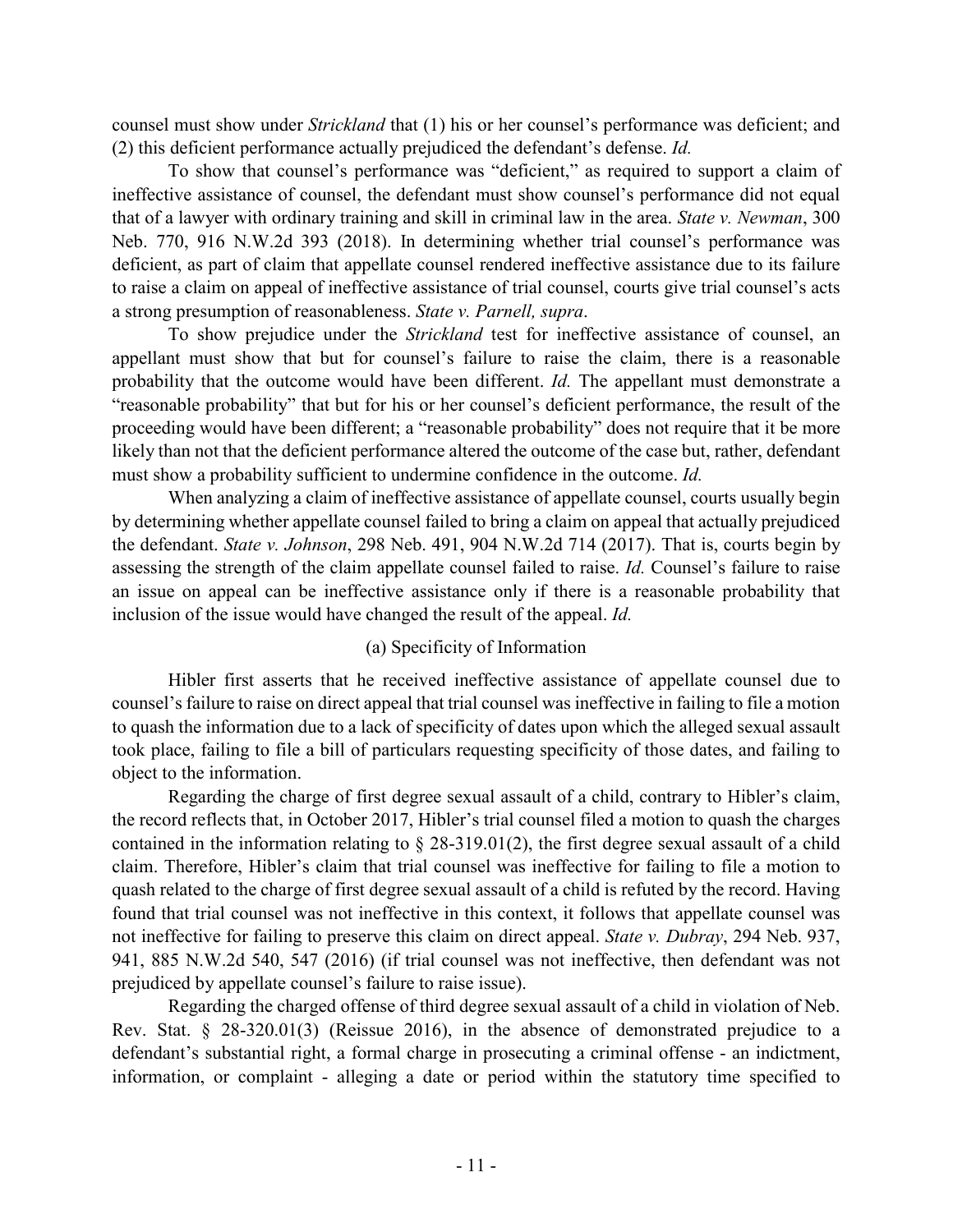counsel must show under *Strickland* that (1) his or her counsel's performance was deficient; and (2) this deficient performance actually prejudiced the defendant's defense. *Id.*

To show that counsel's performance was "deficient," as required to support a claim of ineffective assistance of counsel, the defendant must show counsel's performance did not equal that of a lawyer with ordinary training and skill in criminal law in the area. *State v. Newman*, 300 Neb. 770, 916 N.W.2d 393 (2018). In determining whether trial counsel's performance was deficient, as part of claim that appellate counsel rendered ineffective assistance due to its failure to raise a claim on appeal of ineffective assistance of trial counsel, courts give trial counsel's acts a strong presumption of reasonableness. *State v. Parnell, supra*.

To show prejudice under the *Strickland* test for ineffective assistance of counsel, an appellant must show that but for counsel's failure to raise the claim, there is a reasonable probability that the outcome would have been different. *Id.* The appellant must demonstrate a "reasonable probability" that but for his or her counsel's deficient performance, the result of the proceeding would have been different; a "reasonable probability" does not require that it be more likely than not that the deficient performance altered the outcome of the case but, rather, defendant must show a probability sufficient to undermine confidence in the outcome. *Id.*

When analyzing a claim of ineffective assistance of appellate counsel, courts usually begin by determining whether appellate counsel failed to bring a claim on appeal that actually prejudiced the defendant. *State v. Johnson*, 298 Neb. 491, 904 N.W.2d 714 (2017). That is, courts begin by assessing the strength of the claim appellate counsel failed to raise. *Id.* Counsel's failure to raise an issue on appeal can be ineffective assistance only if there is a reasonable probability that inclusion of the issue would have changed the result of the appeal. *Id.*

(a) Specificity of Information

Hibler first asserts that he received ineffective assistance of appellate counsel due to counsel's failure to raise on direct appeal that trial counsel was ineffective in failing to file a motion to quash the information due to a lack of specificity of dates upon which the alleged sexual assault took place, failing to file a bill of particulars requesting specificity of those dates, and failing to object to the information.

Regarding the charge of first degree sexual assault of a child, contrary to Hibler's claim, the record reflects that, in October 2017, Hibler's trial counsel filed a motion to quash the charges contained in the information relating to § 28-319.01(2), the first degree sexual assault of a child claim. Therefore, Hibler's claim that trial counsel was ineffective for failing to file a motion to quash related to the charge of first degree sexual assault of a child is refuted by the record. Having found that trial counsel was not ineffective in this context, it follows that appellate counsel was not ineffective for failing to preserve this claim on direct appeal. *State v. Dubray*, 294 Neb. 937, 941, 885 N.W.2d 540, 547 (2016) (if trial counsel was not ineffective, then defendant was not prejudiced by appellate counsel's failure to raise issue).

Regarding the charged offense of third degree sexual assault of a child in violation of Neb. Rev. Stat. § 28-320.01(3) (Reissue 2016), in the absence of demonstrated prejudice to a defendant's substantial right, a formal charge in prosecuting a criminal offense - an indictment, information, or complaint - alleging a date or period within the statutory time specified to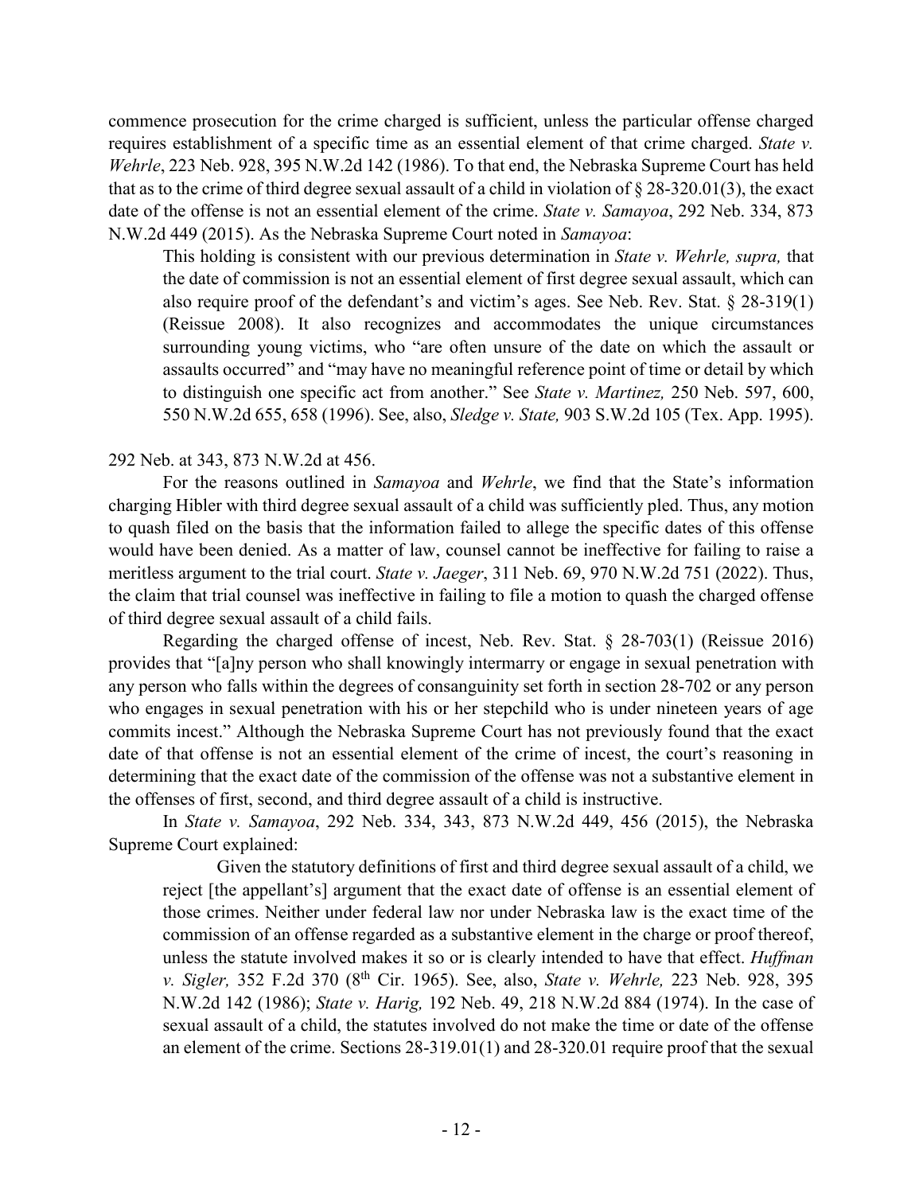commence prosecution for the crime charged is sufficient, unless the particular offense charged requires establishment of a specific time as an essential element of that crime charged. *State v. Wehrle*, 223 Neb. 928, 395 N.W.2d 142 (1986). To that end, the Nebraska Supreme Court has held that as to the crime of third degree sexual assault of a child in violation of § 28-320.01(3), the exact date of the offense is not an essential element of the crime. *State v. Samayoa*, 292 Neb. 334, 873 N.W.2d 449 (2015). As the Nebraska Supreme Court noted in *Samayoa*:

> This holding is consistent with our previous determination in *State v. Wehrle, supra,* that the date of commission is not an essential element of first degree sexual assault, which can also require proof of the defendant's and victim's ages. See Neb. Rev. Stat. § 28-319(1) (Reissue 2008). It also recognizes and accommodates the unique circumstances surrounding young victims, who "are often unsure of the date on which the assault or assaults occurred" and "may have no meaningful reference point of time or detail by which to distinguish one specific act from another." See *State v. Martinez,* 250 Neb. 597, 600, 550 N.W.2d 655, 658 (1996). See, also, *Sledge v. State,* 903 S.W.2d 105 (Tex. App. 1995).

292 Neb. at 343, 873 N.W.2d at 456.

For the reasons outlined in *Samayoa* and *Wehrle*, we find that the State's information charging Hibler with third degree sexual assault of a child was sufficiently pled. Thus, any motion to quash filed on the basis that the information failed to allege the specific dates of this offense would have been denied. As a matter of law, counsel cannot be ineffective for failing to raise a meritless argument to the trial court. *State v. Jaeger*, 311 Neb. 69, 970 N.W.2d 751 (2022). Thus, the claim that trial counsel was ineffective in failing to file a motion to quash the charged offense of third degree sexual assault of a child fails.

Regarding the charged offense of incest, Neb. Rev. Stat. § 28-703(1) (Reissue 2016) provides that "[a]ny person who shall knowingly intermarry or engage in sexual penetration with any person who falls within the degrees of consanguinity set forth in section 28-702 or any person who engages in sexual penetration with his or her stepchild who is under nineteen years of age commits incest." Although the Nebraska Supreme Court has not previously found that the exact date of that offense is not an essential element of the crime of incest, the court's reasoning in determining that the exact date of the commission of the offense was not a substantive element in the offenses of first, second, and third degree assault of a child is instructive.

In *State v. Samayoa*, 292 Neb. 334, 343, 873 N.W.2d 449, 456 (2015), the Nebraska Supreme Court explained:

> Given the statutory definitions of first and third degree sexual assault of a child, we reject [the appellant's] argument that the exact date of offense is an essential element of those crimes. Neither under federal law nor under Nebraska law is the exact time of the commission of an offense regarded as a substantive element in the charge or proof thereof, unless the statute involved makes it so or is clearly intended to have that effect. *Huffman v. Sigler,* 352 F.2d 370 (8th Cir. 1965). See, also, *State v. Wehrle,* 223 Neb. 928, 395 N.W.2d 142 (1986); *State v. Harig,* 192 Neb. 49, 218 N.W.2d 884 (1974). In the case of sexual assault of a child, the statutes involved do not make the time or date of the offense an element of the crime. Sections 28-319.01(1) and 28-320.01 require proof that the sexual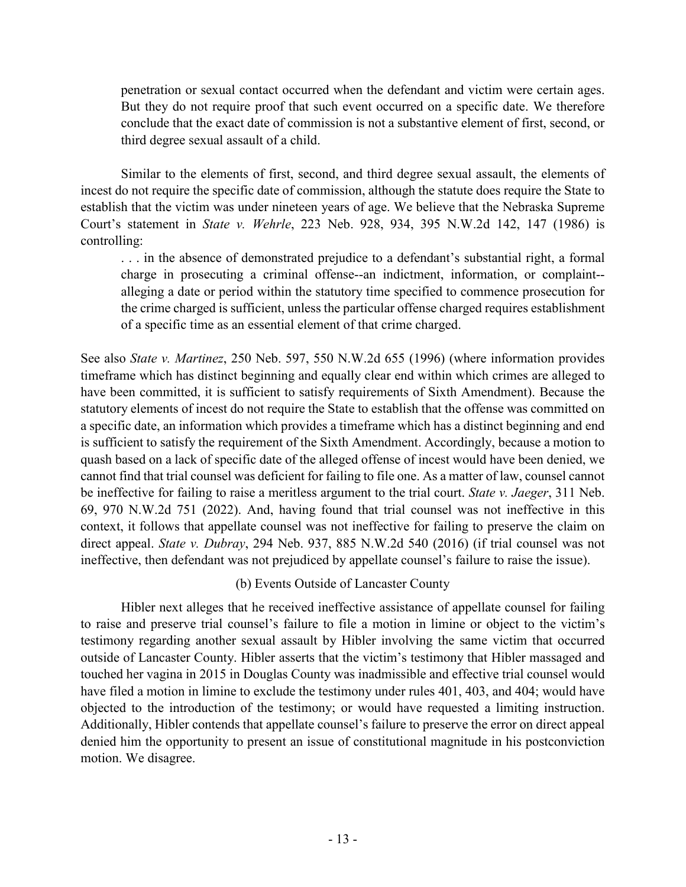> penetration or sexual contact occurred when the defendant and victim were certain ages. But they do not require proof that such event occurred on a specific date. We therefore conclude that the exact date of commission is not a substantive element of first, second, or third degree sexual assault of a child.

Similar to the elements of first, second, and third degree sexual assault, the elements of incest do not require the specific date of commission, although the statute does require the State to establish that the victim was under nineteen years of age. We believe that the Nebraska Supreme Court's statement in *State v. Wehrle*, 223 Neb. 928, 934, 395 N.W.2d 142, 147 (1986) is controlling:

> . . . in the absence of demonstrated prejudice to a defendant's substantial right, a formal charge in prosecuting a criminal offense--an indictment, information, or complaint--alleging a date or period within the statutory time specified to commence prosecution for the crime charged is sufficient, unless the particular offense charged requires establishment of a specific time as an essential element of that crime charged.

See also *State v. Martinez*, 250 Neb. 597, 550 N.W.2d 655 (1996) (where information provides timeframe which has distinct beginning and equally clear end within which crimes are alleged to have been committed, it is sufficient to satisfy requirements of Sixth Amendment). Because the statutory elements of incest do not require the State to establish that the offense was committed on a specific date, an information which provides a timeframe which has a distinct beginning and end is sufficient to satisfy the requirement of the Sixth Amendment. Accordingly, because a motion to quash based on a lack of specific date of the alleged offense of incest would have been denied, we cannot find that trial counsel was deficient for failing to file one. As a matter of law, counsel cannot be ineffective for failing to raise a meritless argument to the trial court. *State v. Jaeger*, 311 Neb. 69, 970 N.W.2d 751 (2022). And, having found that trial counsel was not ineffective in this context, it follows that appellate counsel was not ineffective for failing to preserve the claim on direct appeal. *State v. Dubray*, 294 Neb. 937, 885 N.W.2d 540 (2016) (if trial counsel was not ineffective, then defendant was not prejudiced by appellate counsel's failure to raise the issue).

### (b) Events Outside of Lancaster County

Hibler next alleges that he received ineffective assistance of appellate counsel for failing to raise and preserve trial counsel's failure to file a motion in limine or object to the victim's testimony regarding another sexual assault by Hibler involving the same victim that occurred outside of Lancaster County. Hibler asserts that the victim's testimony that Hibler massaged and touched her vagina in 2015 in Douglas County was inadmissible and effective trial counsel would have filed a motion in limine to exclude the testimony under rules 401, 403, and 404; would have objected to the introduction of the testimony; or would have requested a limiting instruction. Additionally, Hibler contends that appellate counsel's failure to preserve the error on direct appeal denied him the opportunity to present an issue of constitutional magnitude in his postconviction motion. We disagree.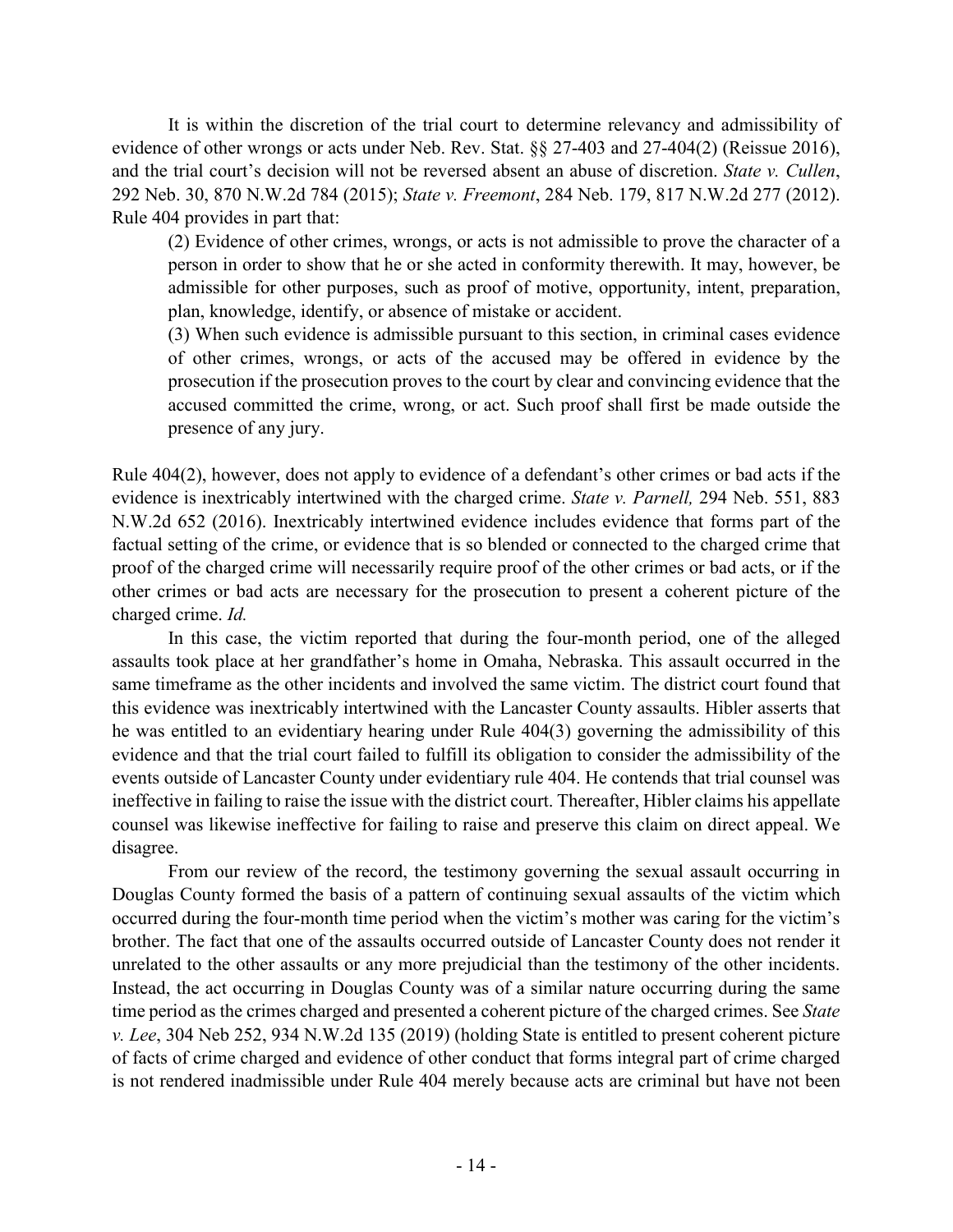It is within the discretion of the trial court to determine relevancy and admissibility of evidence of other wrongs or acts under Neb. Rev. Stat. §§ 27-403 and 27-404(2) (Reissue 2016), and the trial court's decision will not be reversed absent an abuse of discretion. *State v. Cullen*, 292 Neb. 30, 870 N.W.2d 784 (2015); *State v. Freemont*, 284 Neb. 179, 817 N.W.2d 277 (2012). Rule 404 provides in part that:

> (2) Evidence of other crimes, wrongs, or acts is not admissible to prove the character of a person in order to show that he or she acted in conformity therewith. It may, however, be admissible for other purposes, such as proof of motive, opportunity, intent, preparation, plan, knowledge, identify, or absence of mistake or accident.
>
> (3) When such evidence is admissible pursuant to this section, in criminal cases evidence of other crimes, wrongs, or acts of the accused may be offered in evidence by the prosecution if the prosecution proves to the court by clear and convincing evidence that the accused committed the crime, wrong, or act. Such proof shall first be made outside the presence of any jury.

Rule 404(2), however, does not apply to evidence of a defendant's other crimes or bad acts if the evidence is inextricably intertwined with the charged crime. *State v. Parnell,* 294 Neb. 551, 883 N.W.2d 652 (2016). Inextricably intertwined evidence includes evidence that forms part of the factual setting of the crime, or evidence that is so blended or connected to the charged crime that proof of the charged crime will necessarily require proof of the other crimes or bad acts, or if the other crimes or bad acts are necessary for the prosecution to present a coherent picture of the charged crime. *Id.*

In this case, the victim reported that during the four-month period, one of the alleged assaults took place at her grandfather's home in Omaha, Nebraska. This assault occurred in the same timeframe as the other incidents and involved the same victim. The district court found that this evidence was inextricably intertwined with the Lancaster County assaults. Hibler asserts that he was entitled to an evidentiary hearing under Rule 404(3) governing the admissibility of this evidence and that the trial court failed to fulfill its obligation to consider the admissibility of the events outside of Lancaster County under evidentiary rule 404. He contends that trial counsel was ineffective in failing to raise the issue with the district court. Thereafter, Hibler claims his appellate counsel was likewise ineffective for failing to raise and preserve this claim on direct appeal. We disagree.

From our review of the record, the testimony governing the sexual assault occurring in Douglas County formed the basis of a pattern of continuing sexual assaults of the victim which occurred during the four-month time period when the victim's mother was caring for the victim's brother. The fact that one of the assaults occurred outside of Lancaster County does not render it unrelated to the other assaults or any more prejudicial than the testimony of the other incidents. Instead, the act occurring in Douglas County was of a similar nature occurring during the same time period as the crimes charged and presented a coherent picture of the charged crimes. See *State v. Lee*, 304 Neb 252, 934 N.W.2d 135 (2019) (holding State is entitled to present coherent picture of facts of crime charged and evidence of other conduct that forms integral part of crime charged is not rendered inadmissible under Rule 404 merely because acts are criminal but have not been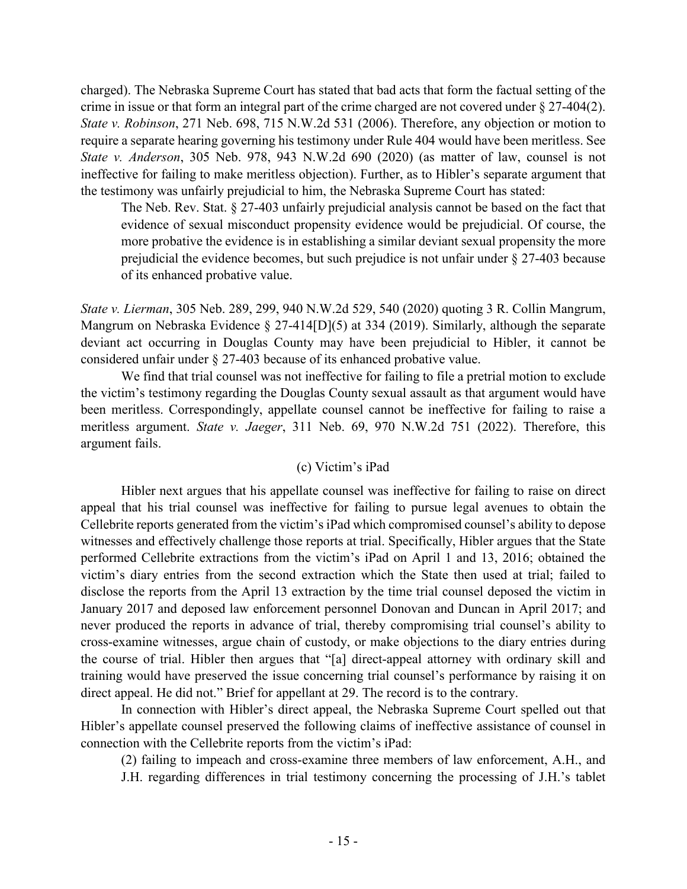charged). The Nebraska Supreme Court has stated that bad acts that form the factual setting of the crime in issue or that form an integral part of the crime charged are not covered under § 27-404(2). *State v. Robinson*, 271 Neb. 698, 715 N.W.2d 531 (2006). Therefore, any objection or motion to require a separate hearing governing his testimony under Rule 404 would have been meritless. See *State v. Anderson*, 305 Neb. 978, 943 N.W.2d 690 (2020) (as matter of law, counsel is not ineffective for failing to make meritless objection). Further, as to Hibler's separate argument that the testimony was unfairly prejudicial to him, the Nebraska Supreme Court has stated:

> The Neb. Rev. Stat. § 27-403 unfairly prejudicial analysis cannot be based on the fact that evidence of sexual misconduct propensity evidence would be prejudicial. Of course, the more probative the evidence is in establishing a similar deviant sexual propensity the more prejudicial the evidence becomes, but such prejudice is not unfair under § 27-403 because of its enhanced probative value.

*State v. Lierman*, 305 Neb. 289, 299, 940 N.W.2d 529, 540 (2020) quoting 3 R. Collin Mangrum, Mangrum on Nebraska Evidence § 27-414[D](5) at 334 (2019). Similarly, although the separate deviant act occurring in Douglas County may have been prejudicial to Hibler, it cannot be considered unfair under § 27-403 because of its enhanced probative value.

We find that trial counsel was not ineffective for failing to file a pretrial motion to exclude the victim's testimony regarding the Douglas County sexual assault as that argument would have been meritless. Correspondingly, appellate counsel cannot be ineffective for failing to raise a meritless argument. *State v. Jaeger*, 311 Neb. 69, 970 N.W.2d 751 (2022). Therefore, this argument fails.

### (c) Victim's iPad

Hibler next argues that his appellate counsel was ineffective for failing to raise on direct appeal that his trial counsel was ineffective for failing to pursue legal avenues to obtain the Cellebrite reports generated from the victim's iPad which compromised counsel's ability to depose witnesses and effectively challenge those reports at trial. Specifically, Hibler argues that the State performed Cellebrite extractions from the victim's iPad on April 1 and 13, 2016; obtained the victim's diary entries from the second extraction which the State then used at trial; failed to disclose the reports from the April 13 extraction by the time trial counsel deposed the victim in January 2017 and deposed law enforcement personnel Donovan and Duncan in April 2017; and never produced the reports in advance of trial, thereby compromising trial counsel's ability to cross-examine witnesses, argue chain of custody, or make objections to the diary entries during the course of trial. Hibler then argues that "[a] direct-appeal attorney with ordinary skill and training would have preserved the issue concerning trial counsel's performance by raising it on direct appeal. He did not." Brief for appellant at 29. The record is to the contrary.

In connection with Hibler's direct appeal, the Nebraska Supreme Court spelled out that Hibler's appellate counsel preserved the following claims of ineffective assistance of counsel in connection with the Cellebrite reports from the victim's iPad:

> (2) failing to impeach and cross-examine three members of law enforcement, A.H., and J.H. regarding differences in trial testimony concerning the processing of J.H.'s tablet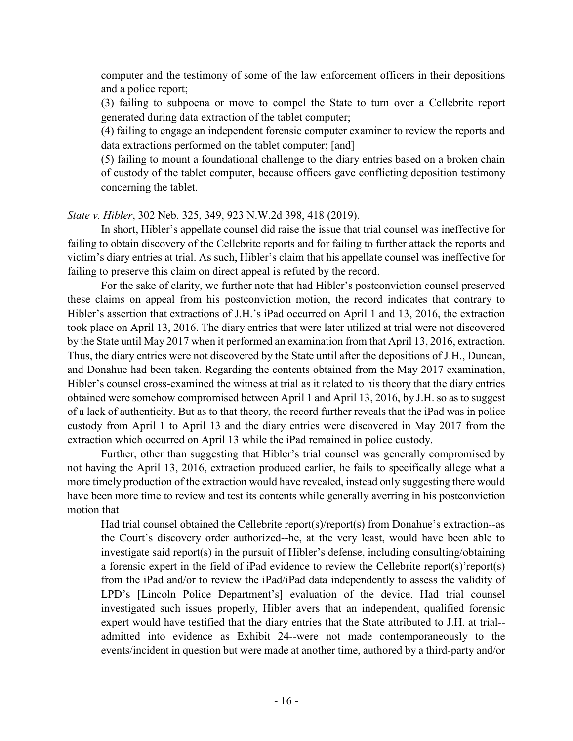> computer and the testimony of some of the law enforcement officers in their depositions and a police report;
>
> (3) failing to subpoena or move to compel the State to turn over a Cellebrite report generated during data extraction of the tablet computer;
>
> (4) failing to engage an independent forensic computer examiner to review the reports and data extractions performed on the tablet computer; [and]
>
> (5) failing to mount a foundational challenge to the diary entries based on a broken chain of custody of the tablet computer, because officers gave conflicting deposition testimony concerning the tablet.

*State v. Hibler*, 302 Neb. 325, 349, 923 N.W.2d 398, 418 (2019).

In short, Hibler's appellate counsel did raise the issue that trial counsel was ineffective for failing to obtain discovery of the Cellebrite reports and for failing to further attack the reports and victim's diary entries at trial. As such, Hibler's claim that his appellate counsel was ineffective for failing to preserve this claim on direct appeal is refuted by the record.

For the sake of clarity, we further note that had Hibler's postconviction counsel preserved these claims on appeal from his postconviction motion, the record indicates that contrary to Hibler's assertion that extractions of J.H.'s iPad occurred on April 1 and 13, 2016, the extraction took place on April 13, 2016. The diary entries that were later utilized at trial were not discovered by the State until May 2017 when it performed an examination from that April 13, 2016, extraction. Thus, the diary entries were not discovered by the State until after the depositions of J.H., Duncan, and Donahue had been taken. Regarding the contents obtained from the May 2017 examination, Hibler's counsel cross-examined the witness at trial as it related to his theory that the diary entries obtained were somehow compromised between April 1 and April 13, 2016, by J.H. so as to suggest of a lack of authenticity. But as to that theory, the record further reveals that the iPad was in police custody from April 1 to April 13 and the diary entries were discovered in May 2017 from the extraction which occurred on April 13 while the iPad remained in police custody.

Further, other than suggesting that Hibler's trial counsel was generally compromised by not having the April 13, 2016, extraction produced earlier, he fails to specifically allege what a more timely production of the extraction would have revealed, instead only suggesting there would have been more time to review and test its contents while generally averring in his postconviction motion that

> Had trial counsel obtained the Cellebrite report(s)/report(s) from Donahue's extraction--as the Court's discovery order authorized--he, at the very least, would have been able to investigate said report(s) in the pursuit of Hibler's defense, including consulting/obtaining a forensic expert in the field of iPad evidence to review the Cellebrite report(s)'report(s) from the iPad and/or to review the iPad/iPad data independently to assess the validity of LPD's [Lincoln Police Department's] evaluation of the device. Had trial counsel investigated such issues properly, Hibler avers that an independent, qualified forensic expert would have testified that the diary entries that the State attributed to J.H. at trial--admitted into evidence as Exhibit 24--were not made contemporaneously to the events/incident in question but were made at another time, authored by a third-party and/or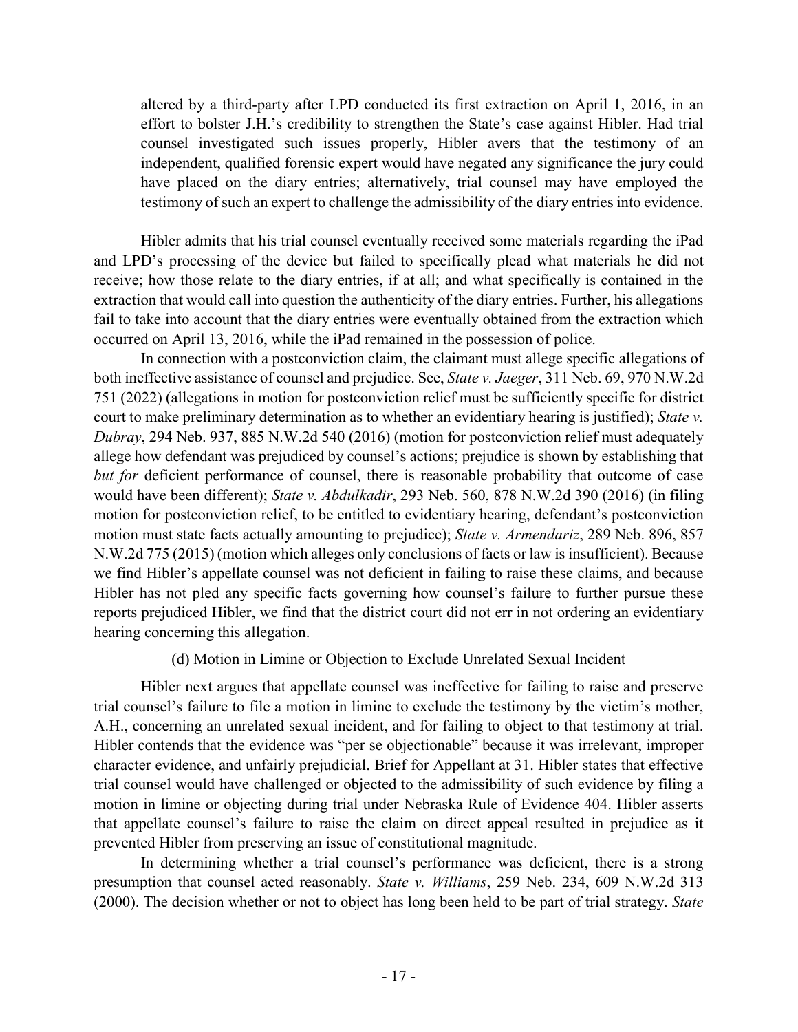altered by a third-party after LPD conducted its first extraction on April 1, 2016, in an effort to bolster J.H.'s credibility to strengthen the State's case against Hibler. Had trial counsel investigated such issues properly, Hibler avers that the testimony of an independent, qualified forensic expert would have negated any significance the jury could have placed on the diary entries; alternatively, trial counsel may have employed the testimony of such an expert to challenge the admissibility of the diary entries into evidence.

Hibler admits that his trial counsel eventually received some materials regarding the iPad and LPD's processing of the device but failed to specifically plead what materials he did not receive; how those relate to the diary entries, if at all; and what specifically is contained in the extraction that would call into question the authenticity of the diary entries. Further, his allegations fail to take into account that the diary entries were eventually obtained from the extraction which occurred on April 13, 2016, while the iPad remained in the possession of police.

In connection with a postconviction claim, the claimant must allege specific allegations of both ineffective assistance of counsel and prejudice. See, *State v. Jaeger*, 311 Neb. 69, 970 N.W.2d 751 (2022) (allegations in motion for postconviction relief must be sufficiently specific for district court to make preliminary determination as to whether an evidentiary hearing is justified); *State v. Dubray*, 294 Neb. 937, 885 N.W.2d 540 (2016) (motion for postconviction relief must adequately allege how defendant was prejudiced by counsel's actions; prejudice is shown by establishing that *but for* deficient performance of counsel, there is reasonable probability that outcome of case would have been different); *State v. Abdulkadir*, 293 Neb. 560, 878 N.W.2d 390 (2016) (in filing motion for postconviction relief, to be entitled to evidentiary hearing, defendant's postconviction motion must state facts actually amounting to prejudice); *State v. Armendariz*, 289 Neb. 896, 857 N.W.2d 775 (2015) (motion which alleges only conclusions of facts or law is insufficient). Because we find Hibler's appellate counsel was not deficient in failing to raise these claims, and because Hibler has not pled any specific facts governing how counsel's failure to further pursue these reports prejudiced Hibler, we find that the district court did not err in not ordering an evidentiary hearing concerning this allegation.

(d) Motion in Limine or Objection to Exclude Unrelated Sexual Incident

Hibler next argues that appellate counsel was ineffective for failing to raise and preserve trial counsel's failure to file a motion in limine to exclude the testimony by the victim's mother, A.H., concerning an unrelated sexual incident, and for failing to object to that testimony at trial. Hibler contends that the evidence was "per se objectionable" because it was irrelevant, improper character evidence, and unfairly prejudicial. Brief for Appellant at 31. Hibler states that effective trial counsel would have challenged or objected to the admissibility of such evidence by filing a motion in limine or objecting during trial under Nebraska Rule of Evidence 404. Hibler asserts that appellate counsel's failure to raise the claim on direct appeal resulted in prejudice as it prevented Hibler from preserving an issue of constitutional magnitude.

In determining whether a trial counsel's performance was deficient, there is a strong presumption that counsel acted reasonably. *State v. Williams*, 259 Neb. 234, 609 N.W.2d 313 (2000). The decision whether or not to object has long been held to be part of trial strategy. *State*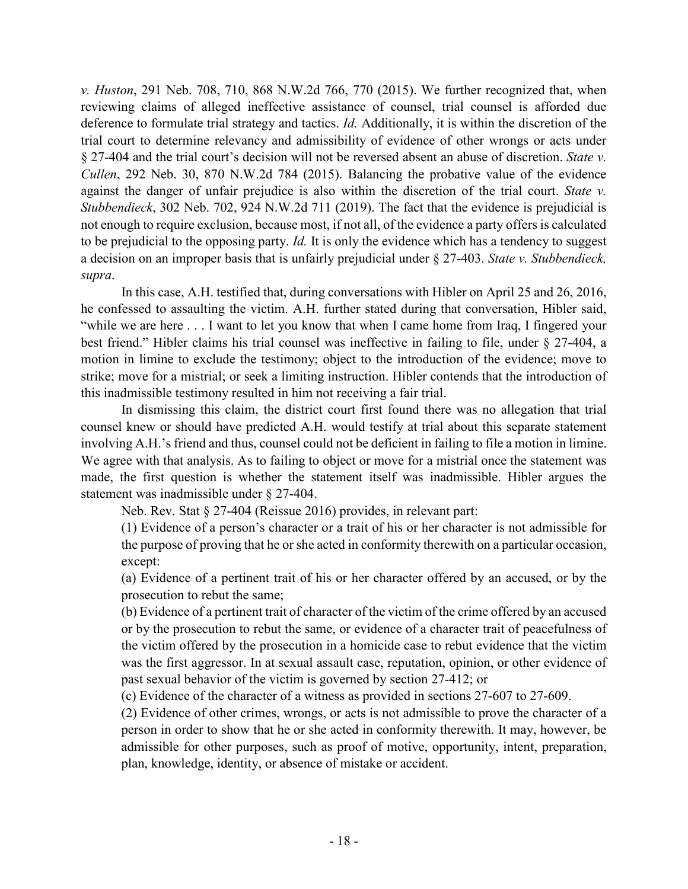*v. Huston*, 291 Neb. 708, 710, 868 N.W.2d 766, 770 (2015). We further recognized that, when reviewing claims of alleged ineffective assistance of counsel, trial counsel is afforded due deference to formulate trial strategy and tactics. *Id.* Additionally, it is within the discretion of the trial court to determine relevancy and admissibility of evidence of other wrongs or acts under § 27-404 and the trial court's decision will not be reversed absent an abuse of discretion. *State v. Cullen*, 292 Neb. 30, 870 N.W.2d 784 (2015). Balancing the probative value of the evidence against the danger of unfair prejudice is also within the discretion of the trial court. *State v. Stubbendieck*, 302 Neb. 702, 924 N.W.2d 711 (2019). The fact that the evidence is prejudicial is not enough to require exclusion, because most, if not all, of the evidence a party offers is calculated to be prejudicial to the opposing party. *Id.* It is only the evidence which has a tendency to suggest a decision on an improper basis that is unfairly prejudicial under § 27-403. *State v. Stubbendieck, supra*.

In this case, A.H. testified that, during conversations with Hibler on April 25 and 26, 2016, he confessed to assaulting the victim. A.H. further stated during that conversation, Hibler said, "while we are here . . . I want to let you know that when I came home from Iraq, I fingered your best friend." Hibler claims his trial counsel was ineffective in failing to file, under § 27-404, a motion in limine to exclude the testimony; object to the introduction of the evidence; move to strike; move for a mistrial; or seek a limiting instruction. Hibler contends that the introduction of this inadmissible testimony resulted in him not receiving a fair trial.

In dismissing this claim, the district court first found there was no allegation that trial counsel knew or should have predicted A.H. would testify at trial about this separate statement involving A.H.'s friend and thus, counsel could not be deficient in failing to file a motion in limine. We agree with that analysis. As to failing to object or move for a mistrial once the statement was made, the first question is whether the statement itself was inadmissible. Hibler argues the statement was inadmissible under § 27-404.

Neb. Rev. Stat § 27-404 (Reissue 2016) provides, in relevant part:

> (1) Evidence of a person's character or a trait of his or her character is not admissible for the purpose of proving that he or she acted in conformity therewith on a particular occasion, except:
>
> (a) Evidence of a pertinent trait of his or her character offered by an accused, or by the prosecution to rebut the same;
>
> (b) Evidence of a pertinent trait of character of the victim of the crime offered by an accused or by the prosecution to rebut the same, or evidence of a character trait of peacefulness of the victim offered by the prosecution in a homicide case to rebut evidence that the victim was the first aggressor. In at sexual assault case, reputation, opinion, or other evidence of past sexual behavior of the victim is governed by section 27-412; or
>
> (c) Evidence of the character of a witness as provided in sections 27-607 to 27-609.
>
> (2) Evidence of other crimes, wrongs, or acts is not admissible to prove the character of a person in order to show that he or she acted in conformity therewith. It may, however, be admissible for other purposes, such as proof of motive, opportunity, intent, preparation, plan, knowledge, identity, or absence of mistake or accident.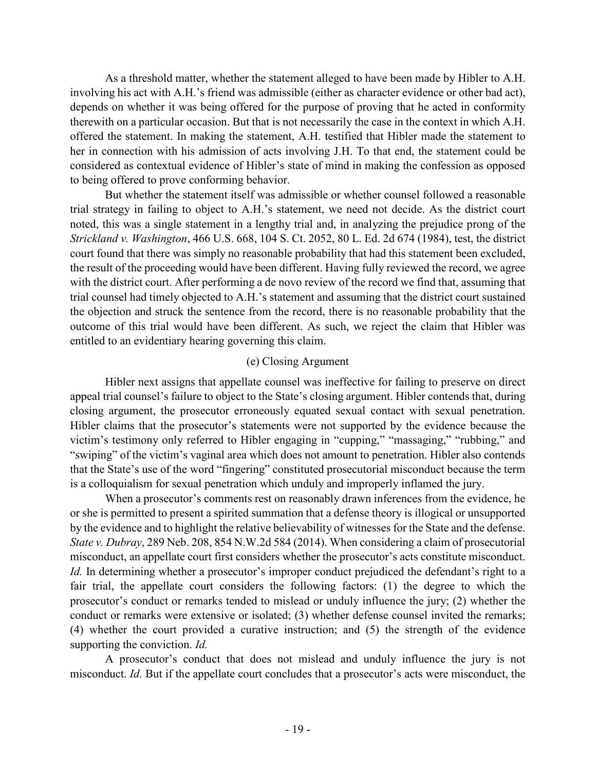As a threshold matter, whether the statement alleged to have been made by Hibler to A.H. involving his act with A.H.'s friend was admissible (either as character evidence or other bad act), depends on whether it was being offered for the purpose of proving that he acted in conformity therewith on a particular occasion. But that is not necessarily the case in the context in which A.H. offered the statement. In making the statement, A.H. testified that Hibler made the statement to her in connection with his admission of acts involving J.H. To that end, the statement could be considered as contextual evidence of Hibler's state of mind in making the confession as opposed to being offered to prove conforming behavior.

But whether the statement itself was admissible or whether counsel followed a reasonable trial strategy in failing to object to A.H.'s statement, we need not decide. As the district court noted, this was a single statement in a lengthy trial and, in analyzing the prejudice prong of the *Strickland v. Washington*, 466 U.S. 668, 104 S. Ct. 2052, 80 L. Ed. 2d 674 (1984), test, the district court found that there was simply no reasonable probability that had this statement been excluded, the result of the proceeding would have been different. Having fully reviewed the record, we agree with the district court. After performing a de novo review of the record we find that, assuming that trial counsel had timely objected to A.H.'s statement and assuming that the district court sustained the objection and struck the sentence from the record, there is no reasonable probability that the outcome of this trial would have been different. As such, we reject the claim that Hibler was entitled to an evidentiary hearing governing this claim.

### (e) Closing Argument

Hibler next assigns that appellate counsel was ineffective for failing to preserve on direct appeal trial counsel's failure to object to the State's closing argument. Hibler contends that, during closing argument, the prosecutor erroneously equated sexual contact with sexual penetration. Hibler claims that the prosecutor's statements were not supported by the evidence because the victim's testimony only referred to Hibler engaging in "cupping," "massaging," "rubbing," and "swiping" of the victim's vaginal area which does not amount to penetration. Hibler also contends that the State's use of the word "fingering" constituted prosecutorial misconduct because the term is a colloquialism for sexual penetration which unduly and improperly inflamed the jury.

When a prosecutor's comments rest on reasonably drawn inferences from the evidence, he or she is permitted to present a spirited summation that a defense theory is illogical or unsupported by the evidence and to highlight the relative believability of witnesses for the State and the defense. *State v. Dubray*, 289 Neb. 208, 854 N.W.2d 584 (2014). When considering a claim of prosecutorial misconduct, an appellate court first considers whether the prosecutor's acts constitute misconduct. *Id.* In determining whether a prosecutor's improper conduct prejudiced the defendant's right to a fair trial, the appellate court considers the following factors: (1) the degree to which the prosecutor's conduct or remarks tended to mislead or unduly influence the jury; (2) whether the conduct or remarks were extensive or isolated; (3) whether defense counsel invited the remarks; (4) whether the court provided a curative instruction; and (5) the strength of the evidence supporting the conviction. *Id.*

A prosecutor's conduct that does not mislead and unduly influence the jury is not misconduct. *Id.* But if the appellate court concludes that a prosecutor's acts were misconduct, the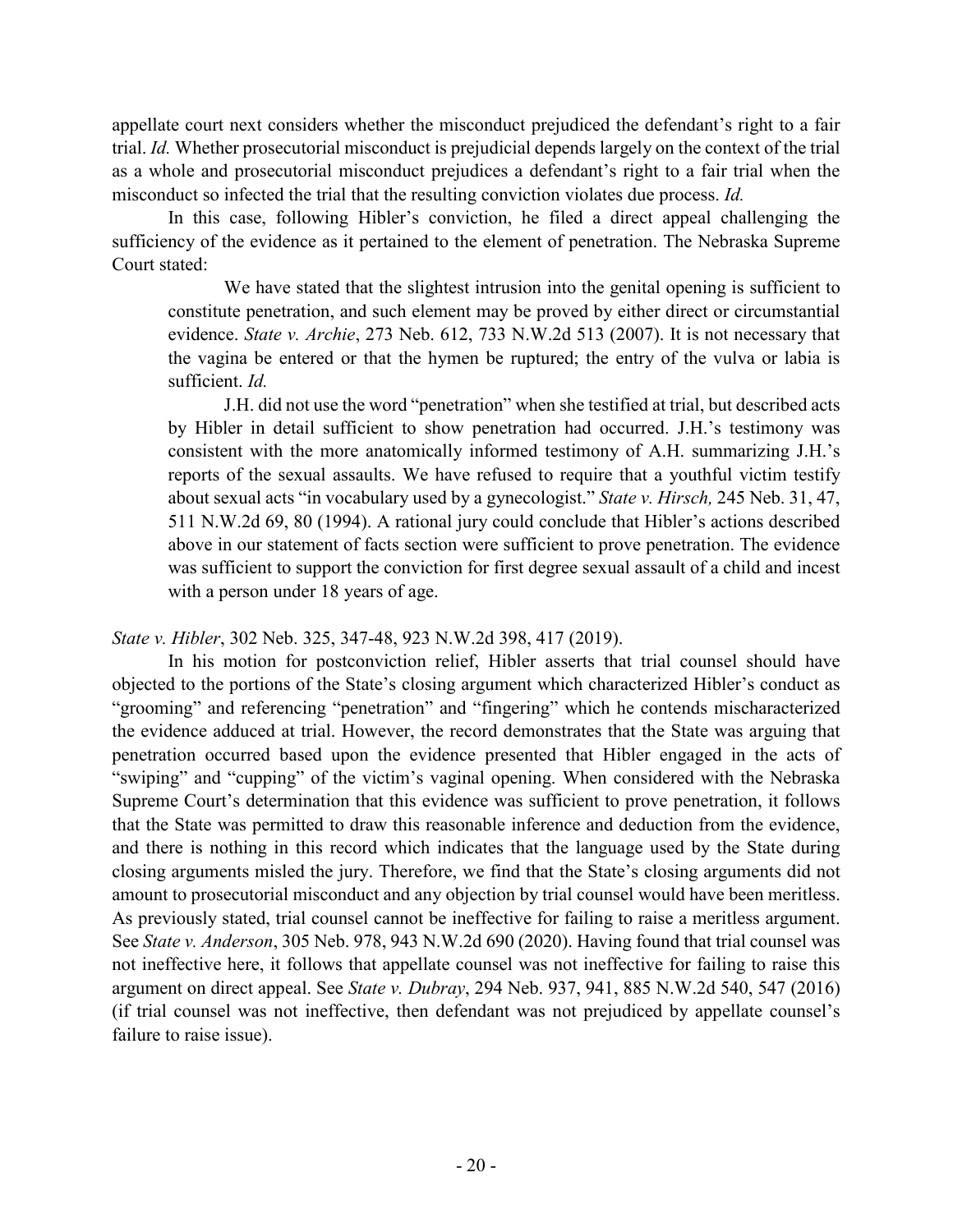appellate court next considers whether the misconduct prejudiced the defendant's right to a fair trial. *Id.* Whether prosecutorial misconduct is prejudicial depends largely on the context of the trial as a whole and prosecutorial misconduct prejudices a defendant's right to a fair trial when the misconduct so infected the trial that the resulting conviction violates due process. *Id.*

In this case, following Hibler's conviction, he filed a direct appeal challenging the sufficiency of the evidence as it pertained to the element of penetration. The Nebraska Supreme Court stated:

> We have stated that the slightest intrusion into the genital opening is sufficient to constitute penetration, and such element may be proved by either direct or circumstantial evidence. *State v. Archie*, 273 Neb. 612, 733 N.W.2d 513 (2007). It is not necessary that the vagina be entered or that the hymen be ruptured; the entry of the vulva or labia is sufficient. *Id.*
>
> J.H. did not use the word "penetration" when she testified at trial, but described acts by Hibler in detail sufficient to show penetration had occurred. J.H.'s testimony was consistent with the more anatomically informed testimony of A.H. summarizing J.H.'s reports of the sexual assaults. We have refused to require that a youthful victim testify about sexual acts "in vocabulary used by a gynecologist." *State v. Hirsch,* 245 Neb. 31, 47, 511 N.W.2d 69, 80 (1994). A rational jury could conclude that Hibler's actions described above in our statement of facts section were sufficient to prove penetration. The evidence was sufficient to support the conviction for first degree sexual assault of a child and incest with a person under 18 years of age.

*State v. Hibler*, 302 Neb. 325, 347-48, 923 N.W.2d 398, 417 (2019).

In his motion for postconviction relief, Hibler asserts that trial counsel should have objected to the portions of the State's closing argument which characterized Hibler's conduct as "grooming" and referencing "penetration" and "fingering" which he contends mischaracterized the evidence adduced at trial. However, the record demonstrates that the State was arguing that penetration occurred based upon the evidence presented that Hibler engaged in the acts of "swiping" and "cupping" of the victim's vaginal opening. When considered with the Nebraska Supreme Court's determination that this evidence was sufficient to prove penetration, it follows that the State was permitted to draw this reasonable inference and deduction from the evidence, and there is nothing in this record which indicates that the language used by the State during closing arguments misled the jury. Therefore, we find that the State's closing arguments did not amount to prosecutorial misconduct and any objection by trial counsel would have been meritless. As previously stated, trial counsel cannot be ineffective for failing to raise a meritless argument. See *State v. Anderson*, 305 Neb. 978, 943 N.W.2d 690 (2020). Having found that trial counsel was not ineffective here, it follows that appellate counsel was not ineffective for failing to raise this argument on direct appeal. See *State v. Dubray*, 294 Neb. 937, 941, 885 N.W.2d 540, 547 (2016) (if trial counsel was not ineffective, then defendant was not prejudiced by appellate counsel's failure to raise issue).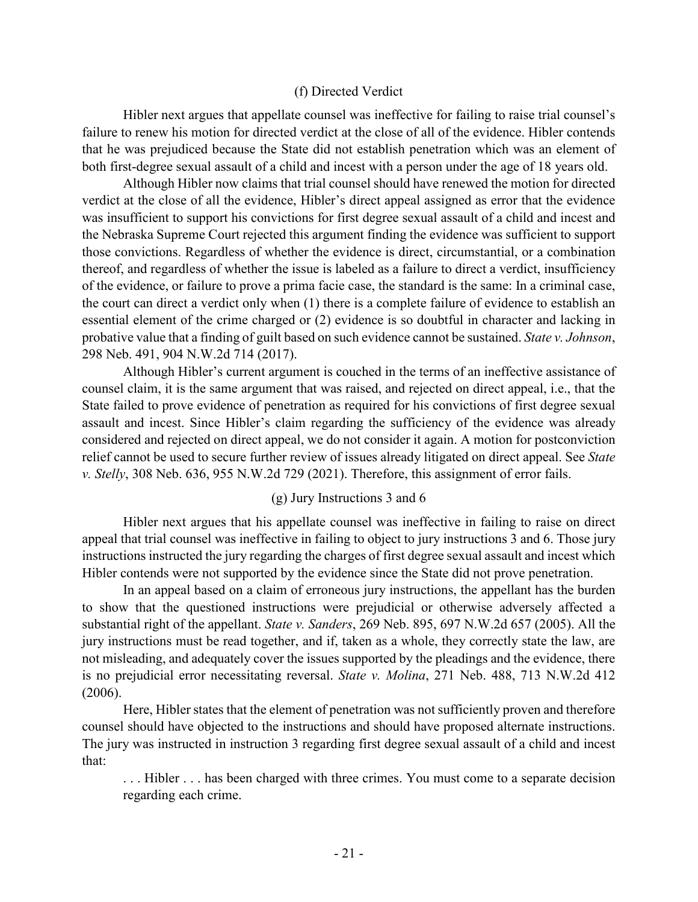### (f) Directed Verdict

Hibler next argues that appellate counsel was ineffective for failing to raise trial counsel's failure to renew his motion for directed verdict at the close of all of the evidence. Hibler contends that he was prejudiced because the State did not establish penetration which was an element of both first-degree sexual assault of a child and incest with a person under the age of 18 years old.

Although Hibler now claims that trial counsel should have renewed the motion for directed verdict at the close of all the evidence, Hibler's direct appeal assigned as error that the evidence was insufficient to support his convictions for first degree sexual assault of a child and incest and the Nebraska Supreme Court rejected this argument finding the evidence was sufficient to support those convictions. Regardless of whether the evidence is direct, circumstantial, or a combination thereof, and regardless of whether the issue is labeled as a failure to direct a verdict, insufficiency of the evidence, or failure to prove a prima facie case, the standard is the same: In a criminal case, the court can direct a verdict only when (1) there is a complete failure of evidence to establish an essential element of the crime charged or (2) evidence is so doubtful in character and lacking in probative value that a finding of guilt based on such evidence cannot be sustained. *State v. Johnson*, 298 Neb. 491, 904 N.W.2d 714 (2017).

Although Hibler's current argument is couched in the terms of an ineffective assistance of counsel claim, it is the same argument that was raised, and rejected on direct appeal, i.e., that the State failed to prove evidence of penetration as required for his convictions of first degree sexual assault and incest. Since Hibler's claim regarding the sufficiency of the evidence was already considered and rejected on direct appeal, we do not consider it again. A motion for postconviction relief cannot be used to secure further review of issues already litigated on direct appeal. See *State v. Stelly*, 308 Neb. 636, 955 N.W.2d 729 (2021). Therefore, this assignment of error fails.

### (g) Jury Instructions 3 and 6

Hibler next argues that his appellate counsel was ineffective in failing to raise on direct appeal that trial counsel was ineffective in failing to object to jury instructions 3 and 6. Those jury instructions instructed the jury regarding the charges of first degree sexual assault and incest which Hibler contends were not supported by the evidence since the State did not prove penetration.

In an appeal based on a claim of erroneous jury instructions, the appellant has the burden to show that the questioned instructions were prejudicial or otherwise adversely affected a substantial right of the appellant. *State v. Sanders*, 269 Neb. 895, 697 N.W.2d 657 (2005). All the jury instructions must be read together, and if, taken as a whole, they correctly state the law, are not misleading, and adequately cover the issues supported by the pleadings and the evidence, there is no prejudicial error necessitating reversal. *State v. Molina*, 271 Neb. 488, 713 N.W.2d 412 (2006).

Here, Hibler states that the element of penetration was not sufficiently proven and therefore counsel should have objected to the instructions and should have proposed alternate instructions. The jury was instructed in instruction 3 regarding first degree sexual assault of a child and incest that:

> . . . Hibler . . . has been charged with three crimes. You must come to a separate decision regarding each crime.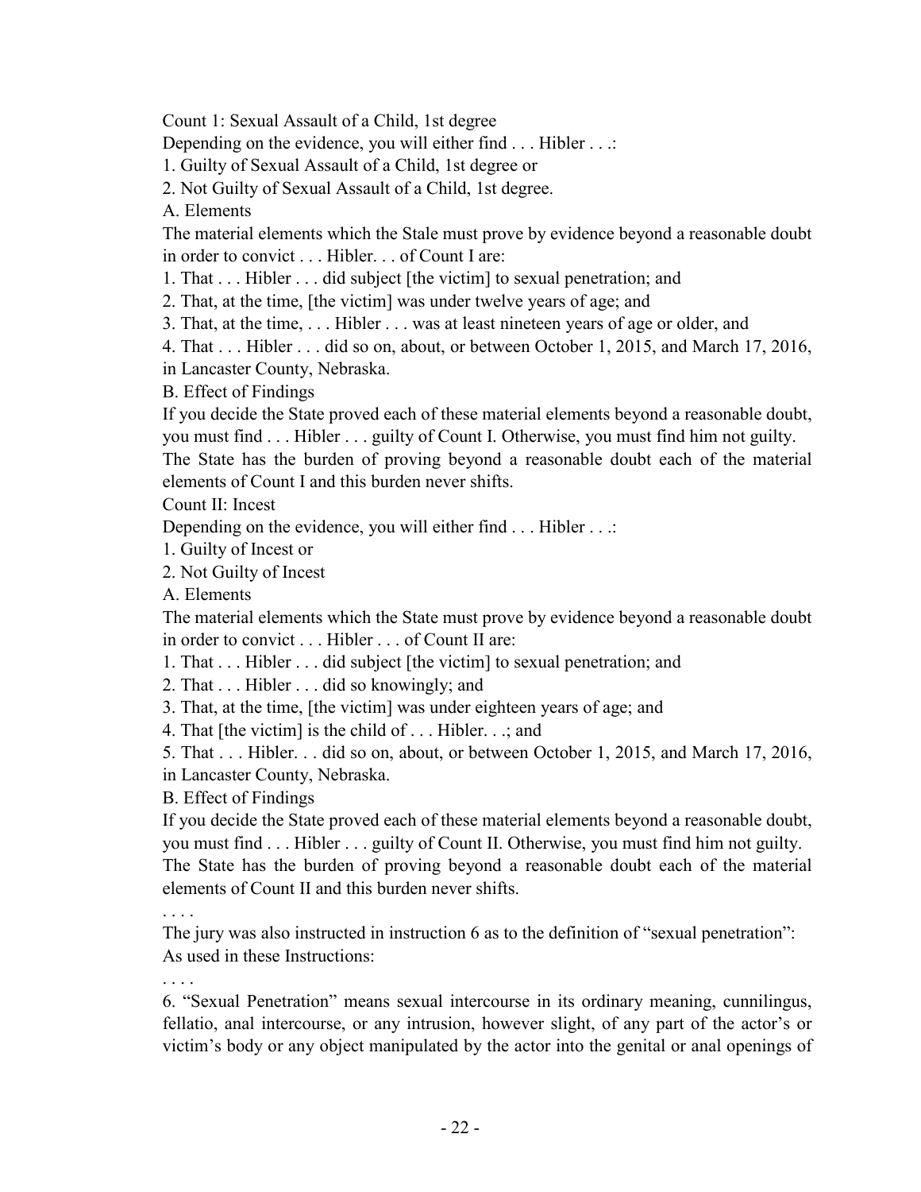Count 1: Sexual Assault of a Child, 1st degree

Depending on the evidence, you will either find . . . Hibler . . .:

1. Guilty of Sexual Assault of a Child, 1st degree or
2. Not Guilty of Sexual Assault of a Child, 1st degree.

A. Elements

The material elements which the Stale must prove by evidence beyond a reasonable doubt in order to convict . . . Hibler. . . of Count I are:

1. That . . . Hibler . . . did subject [the victim] to sexual penetration; and
2. That, at the time, [the victim] was under twelve years of age; and
3. That, at the time, . . . Hibler . . . was at least nineteen years of age or older, and
4. That . . . Hibler . . . did so on, about, or between October 1, 2015, and March 17, 2016, in Lancaster County, Nebraska.

B. Effect of Findings

If you decide the State proved each of these material elements beyond a reasonable doubt, you must find . . . Hibler . . . guilty of Count I. Otherwise, you must find him not guilty.

The State has the burden of proving beyond a reasonable doubt each of the material elements of Count I and this burden never shifts.

Count II: Incest

Depending on the evidence, you will either find . . . Hibler . . .:

1. Guilty of Incest or
2. Not Guilty of Incest

A. Elements

The material elements which the State must prove by evidence beyond a reasonable doubt in order to convict . . . Hibler . . . of Count II are:

1. That . . . Hibler . . . did subject [the victim] to sexual penetration; and
2. That . . . Hibler . . . did so knowingly; and
3. That, at the time, [the victim] was under eighteen years of age; and
4. That [the victim] is the child of . . . Hibler. . .; and
5. That . . . Hibler. . . did so on, about, or between October 1, 2015, and March 17, 2016, in Lancaster County, Nebraska.

B. Effect of Findings

If you decide the State proved each of these material elements beyond a reasonable doubt, you must find . . . Hibler . . . guilty of Count II. Otherwise, you must find him not guilty.

The State has the burden of proving beyond a reasonable doubt each of the material elements of Count II and this burden never shifts.

. . . .

The jury was also instructed in instruction 6 as to the definition of "sexual penetration":

As used in these Instructions:

. . . .

6. "Sexual Penetration" means sexual intercourse in its ordinary meaning, cunnilingus, fellatio, anal intercourse, or any intrusion, however slight, of any part of the actor's or victim's body or any object manipulated by the actor into the genital or anal openings of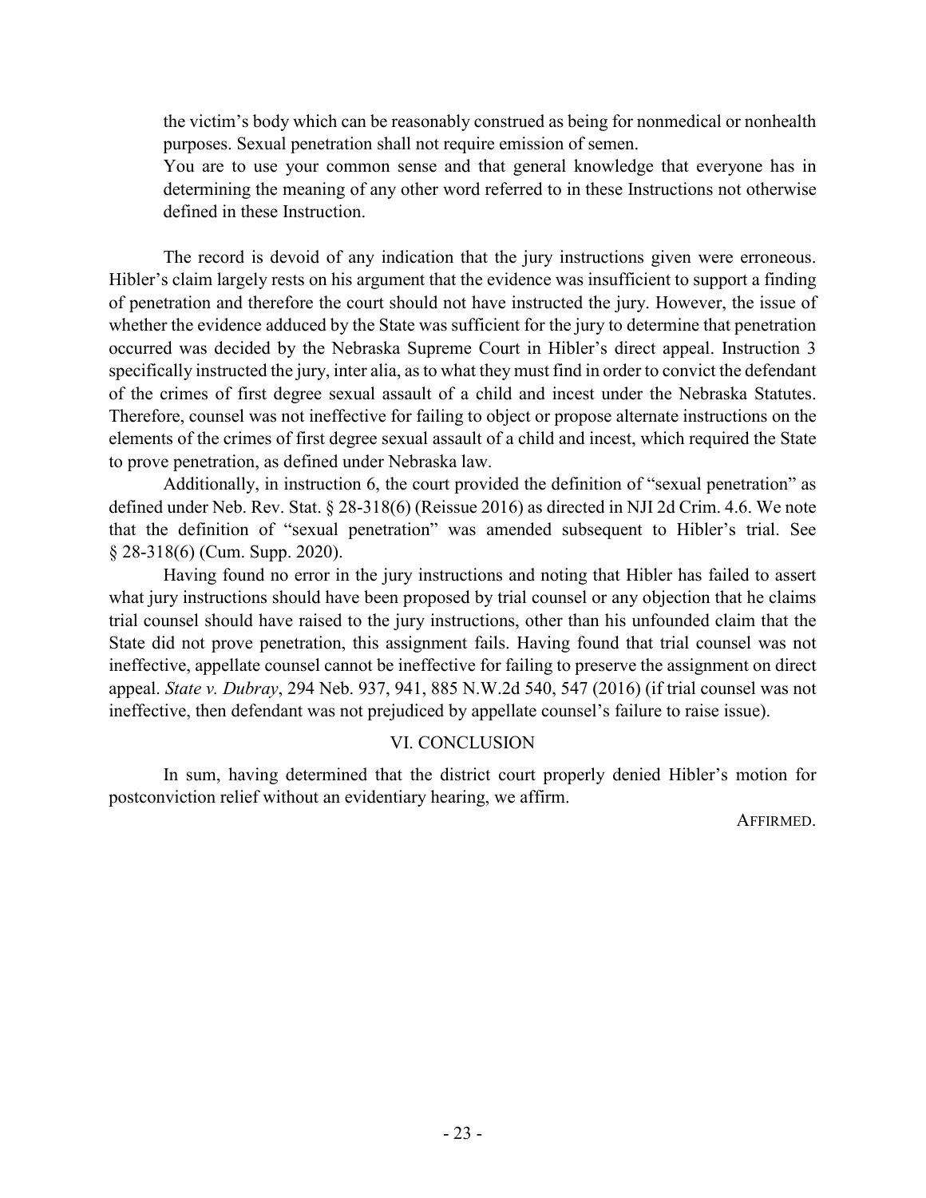> the victim's body which can be reasonably construed as being for nonmedical or nonhealth purposes. Sexual penetration shall not require emission of semen.
>
> You are to use your common sense and that general knowledge that everyone has in determining the meaning of any other word referred to in these Instructions not otherwise defined in these Instruction.

The record is devoid of any indication that the jury instructions given were erroneous. Hibler's claim largely rests on his argument that the evidence was insufficient to support a finding of penetration and therefore the court should not have instructed the jury. However, the issue of whether the evidence adduced by the State was sufficient for the jury to determine that penetration occurred was decided by the Nebraska Supreme Court in Hibler's direct appeal. Instruction 3 specifically instructed the jury, inter alia, as to what they must find in order to convict the defendant of the crimes of first degree sexual assault of a child and incest under the Nebraska Statutes. Therefore, counsel was not ineffective for failing to object or propose alternate instructions on the elements of the crimes of first degree sexual assault of a child and incest, which required the State to prove penetration, as defined under Nebraska law.

Additionally, in instruction 6, the court provided the definition of "sexual penetration" as defined under Neb. Rev. Stat. § 28-318(6) (Reissue 2016) as directed in NJI 2d Crim. 4.6. We note that the definition of "sexual penetration" was amended subsequent to Hibler's trial. See § 28-318(6) (Cum. Supp. 2020).

Having found no error in the jury instructions and noting that Hibler has failed to assert what jury instructions should have been proposed by trial counsel or any objection that he claims trial counsel should have raised to the jury instructions, other than his unfounded claim that the State did not prove penetration, this assignment fails. Having found that trial counsel was not ineffective, appellate counsel cannot be ineffective for failing to preserve the assignment on direct appeal. *State v. Dubray*, 294 Neb. 937, 941, 885 N.W.2d 540, 547 (2016) (if trial counsel was not ineffective, then defendant was not prejudiced by appellate counsel's failure to raise issue).

## VI. CONCLUSION

In sum, having determined that the district court properly denied Hibler's motion for postconviction relief without an evidentiary hearing, we affirm.

AFFIRMED.